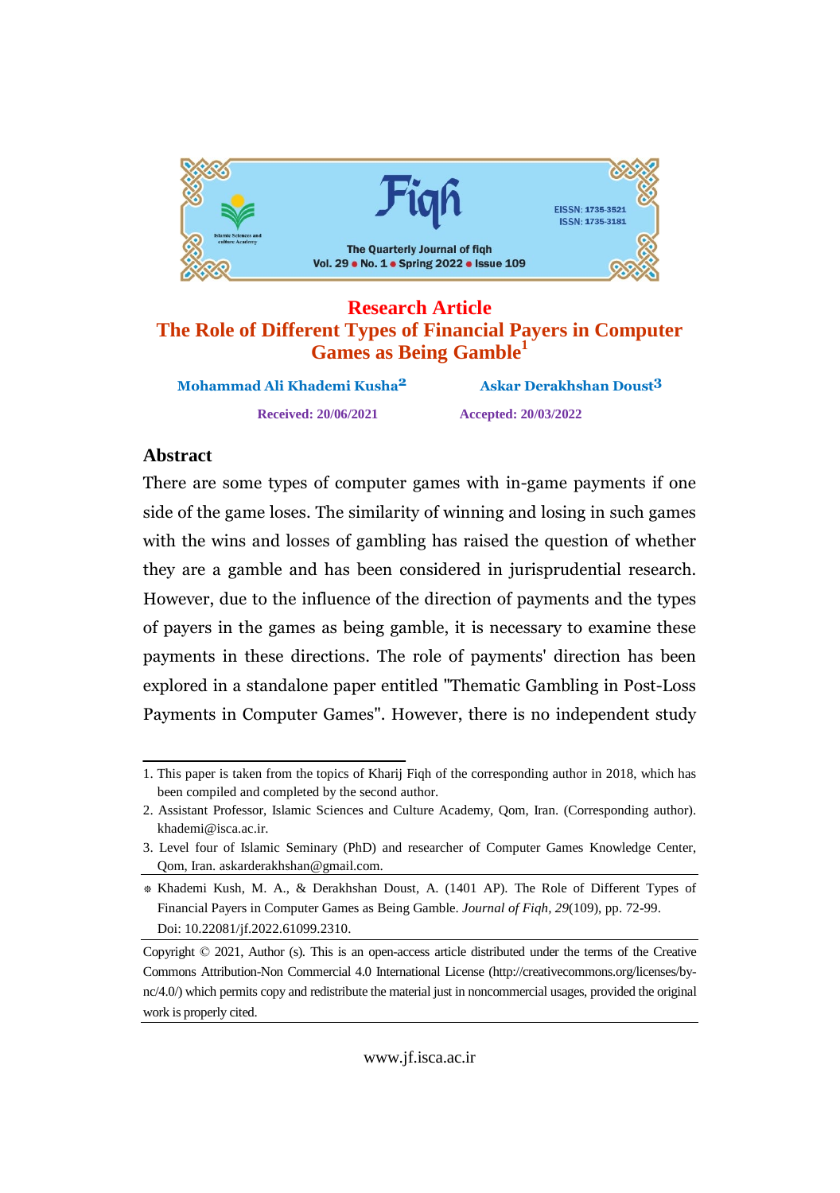Research Article

# The Role of Different Types of Financial Payers in Computer Games as Being Gamble[1]

**Mohammad Ali Khademi Kusha[2]** **Askar Derakhshan Doust[3]**

**Received: 20/06/2021** **Accepted: 20/03/2022**

## Abstract

There are some types of computer games with in-game payments if one side of the game loses. The similarity of winning and losing in such games with the wins and losses of gambling has raised the question of whether they are a gamble and has been considered in jurisprudential research. However, due to the influence of the direction of payments and the types of payers in the games as being gamble, it is necessary to examine these payments in these directions. The role of payments' direction has been explored in a standalone paper entitled "Thematic Gambling in Post-Loss Payments in Computer Games". However, there is no independent study

---

1. This paper is taken from the topics of Kharij Fiqh of the corresponding author in 2018, which has been compiled and completed by the second author.
2. Assistant Professor, Islamic Sciences and Culture Academy, Qom, Iran. (Corresponding author). khademi@isca.ac.ir.
3. Level four of Islamic Seminary (PhD) and researcher of Computer Games Knowledge Center, Qom, Iran. askarderakhshan@gmail.com.

* Khademi Kush, M. A., & Derakhshan Doust, A. (1401 AP). The Role of Different Types of Financial Payers in Computer Games as Being Gamble. *Journal of Fiqh*, *29*(109), pp. 72-99. Doi: 10.22081/jf.2022.61099.2310.

Copyright © 2021, Author (s). This is an open-access article distributed under the terms of the Creative Commons Attribution-Non Commercial 4.0 International License (http://creativecommons.org/licenses/by-nc/4.0/) which permits copy and redistribute the material just in noncommercial usages, provided the original work is properly cited.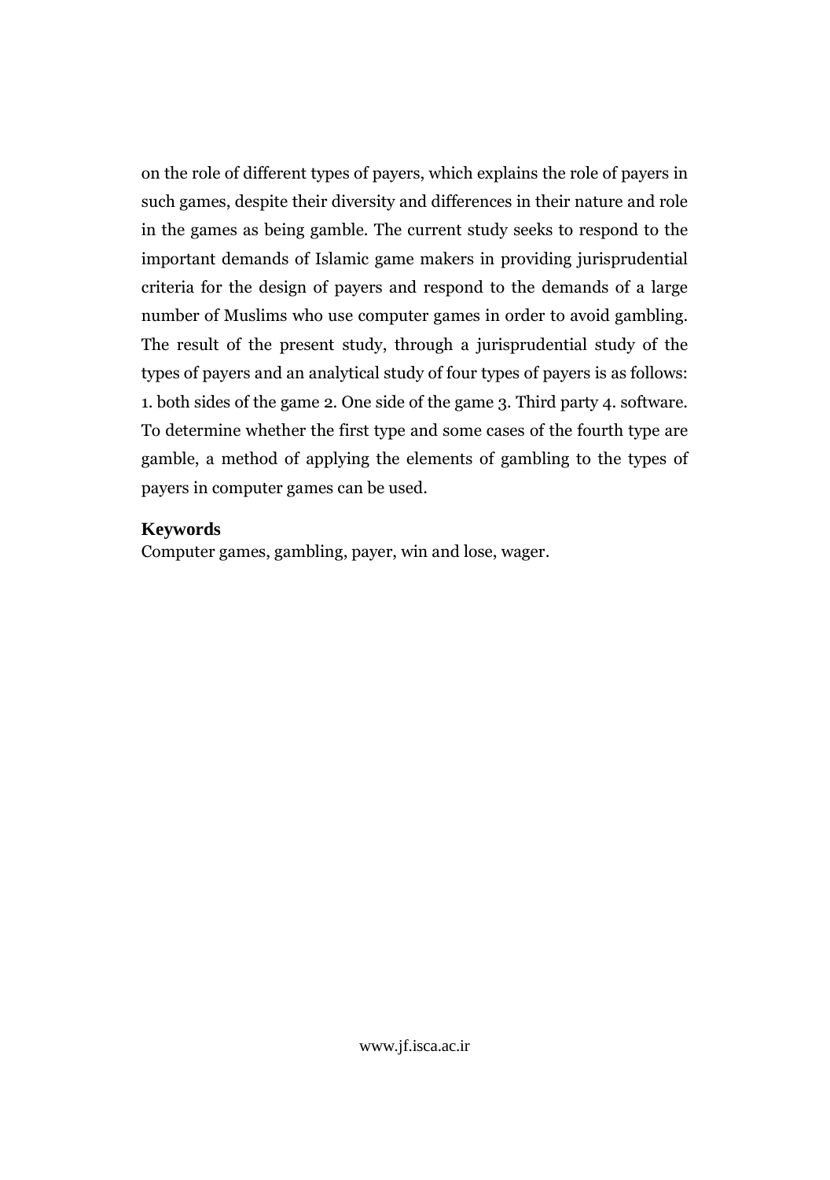on the role of different types of payers, which explains the role of payers in such games, despite their diversity and differences in their nature and role in the games as being gamble. The current study seeks to respond to the important demands of Islamic game makers in providing jurisprudential criteria for the design of payers and respond to the demands of a large number of Muslims who use computer games in order to avoid gambling. The result of the present study, through a jurisprudential study of the types of payers and an analytical study of four types of payers is as follows: 1. both sides of the game 2. One side of the game 3. Third party 4. software. To determine whether the first type and some cases of the fourth type are gamble, a method of applying the elements of gambling to the types of payers in computer games can be used.

**Keywords**

Computer games, gambling, payer, win and lose, wager.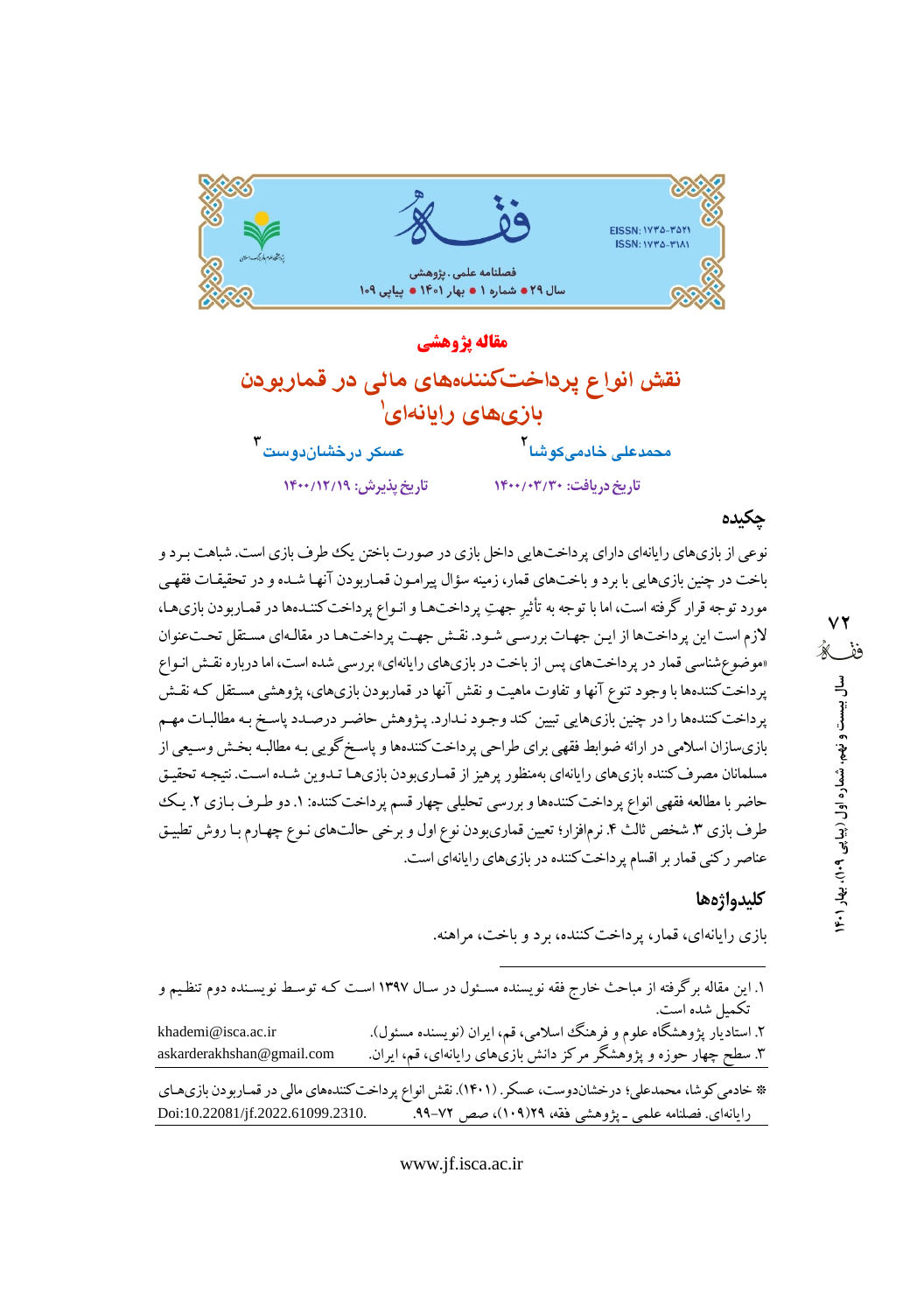مقاله پژوهشی

# نقش انواع پرداخت‌کننده‌های مالی در قماربودن بازی‌های رایانه‌ای[1]

محمدعلی خادمی‌کوشا[2] | عسکر درخشان‌دوست[3]

تاریخ دریافت: ۱۴۰۰/۰۳/۳۰ | تاریخ پذیرش: ۱۴۰۰/۱۲/۱۹

## چکیده

نوعی از بازی‌های رایانه‌ای دارای پرداخت‌هایی داخل بازی در صورت باختن یک طرف بازی است. شباهت برد و باخت در چنین بازی‌هایی با برد و باخت‌های قمار، زمینه سؤال پیرامون قماربودن آنها شده و در تحقیقات فقهی مورد توجه قرار گرفته است، اما با توجه به تأثیرِ جهتِ پرداخت‌ها و انواع پرداخت‌کنندگان در قماربودن بازی‌ها، لازم است این پرداخت‌ها از این جهات بررسی شود. نقش جهت پرداخت‌ها در مقاله‌ای مستقل تحت‌عنوان «موضوع‌شناسی قمار در پرداخت‌های پس از باخت در بازی‌های رایانه‌ای» بررسی شده است، اما درباره نقش انواع پرداخت‌کننده‌ها با وجود تنوع آنها و تفاوت ماهیت و نقش آنها در قماربودن بازی‌های، پژوهشی مستقل که نقش پرداخت‌کننده‌ها را در چنین بازی‌هایی تبیین کند وجود ندارد. پژوهش حاضر درصدد پاسخ به مطالبات مهم بازی‌سازان اسلامی در ارائه ضوابط فقهی برای طراحی پرداخت‌کننده‌ها و پاسخ‌گویی به مطالبه بخش وسیعی از مسلمانان مصرف‌کننده بازی‌های رایانه‌ای به‌منظور پرهیز از قماری‌بودن بازی‌ها تدوین شده است. نتیجه تحقیق حاضر با مطالعه فقهی انواع پرداخت‌کننده‌ها و بررسی تحلیلی چهار قسم پرداخت‌کننده: ۱. دو طرف بازی ۲. یک طرف بازی ۳. شخص ثالث ۴. نرم‌افزار؛ تعیین قماری‌بودن نوع اول و برخی حالت‌های نوع چهارم با روش تطبیق عناصر رکنی قمار بر اقسام پرداخت‌کننده در بازی‌های رایانه‌ای است.

## کلیدواژه‌ها

بازی رایانه‌ای، قمار، پرداخت‌کننده، برد و باخت، مراهنه.

---

۱. این مقاله برگرفته از مباحث خارج فقه نویسنده مسئول در سال ۱۳۹۷ است که توسط نویسنده دوم تنظیم و تکمیل شده است.

۲. استادیار پژوهشگاه علوم و فرهنگ اسلامی، قم، ایران (نویسنده مسئول). khademi@isca.ac.ir

۳. سطح چهار حوزه و پژوهشگر مرکز دانش بازی‌های رایانه‌ای، قم، ایران. askarderakhshan@gmail.com

* خادمی‌کوشا، محمدعلی؛ درخشان‌دوست، عسکر. (۱۴۰۱). نقش انواع پرداخت‌کننده‌های مالی در قماربودن بازی‌های رایانه‌ای. فصلنامه علمی ـ پژوهشی فقه، ۲۹(۱۰۹)، صص ۷۲-۹۹. Doi:10.22081/jf.2022.61099.2310.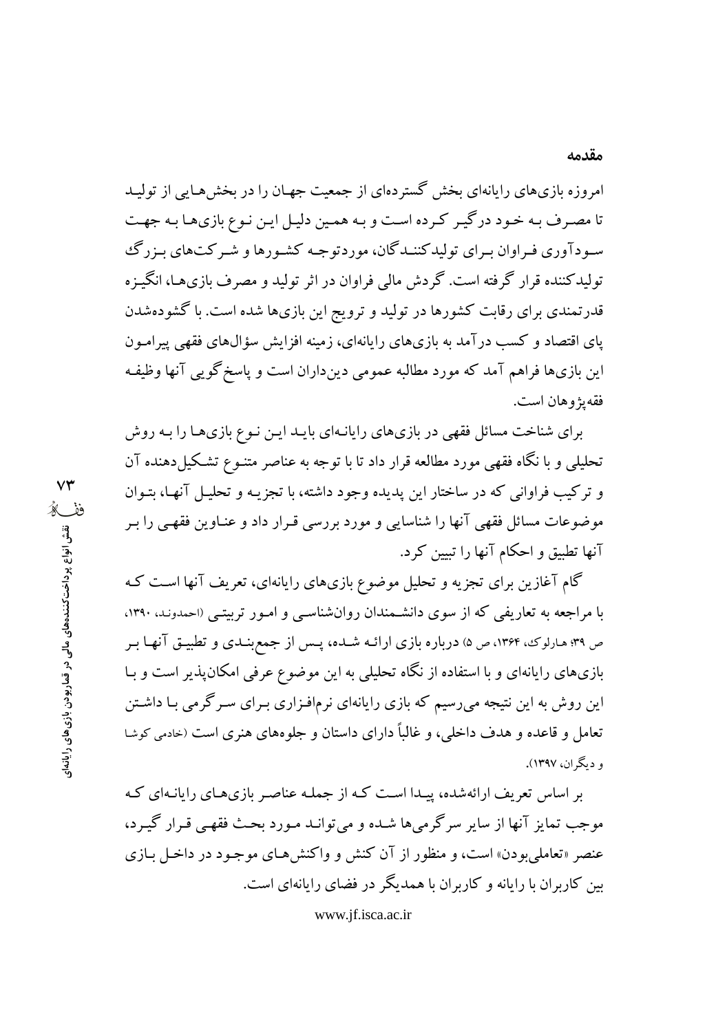## مقدمه

امروزه بازی‌های رایانه‌ای بخش گسترده‌ای از جمعیت جهان را در بخش‌هایی از تولید تا مصرف به خود درگیر کرده است و به همین دلیل این نوع بازی‌ها به جهت سودآوری فراوان برای تولیدکنندگان، موردتوجه کشورها و شرکت‌های بزرگ تولیدکننده قرار گرفته است. گردش مالی فراوان در اثر تولید و مصرف بازی‌ها، انگیزه قدرتمندی برای رقابت کشورها در تولید و ترویج این بازی‌ها شده است. با گشوده‌شدن پای اقتصاد و کسب درآمد به بازی‌های رایانه‌ای، زمینه افزایش سؤال‌های فقهی پیرامون این بازی‌ها فراهم آمد که مورد مطالبه عمومی دین‌داران است و پاسخ‌گویی آنها وظیفه فقه‌پژوهان است.

برای شناخت مسائل فقهی در بازی‌های رایانه‌ای باید این نوع بازی‌ها را به روش تحلیلی و با نگاه فقهی مورد مطالعه قرار داد تا با توجه به عناصر متنوع تشکیل‌دهنده آن و ترکیب فراوانی که در ساختار این پدیده وجود داشته، با تجزیه و تحلیل آنها، بتوان موضوعات مسائل فقهی آنها را شناسایی و مورد بررسی قرار داد و عناوین فقهی را بر آنها تطبیق و احکام آنها را تبیین کرد.

گام آغازین برای تجزیه و تحلیل موضوع بازی‌های رایانه‌ای، تعریف آنها است که با مراجعه به تعاریفی که از سوی دانشمندان روان‌شناسی و امور تربیتی (احمدوند، ۱۳۹۰، ص ۳۹؛ هارلوک، ۱۳۶۴، ص ۵) درباره بازی ارائه شده، پس از جمع‌بندی و تطبیق آنها بر بازی‌های رایانه‌ای و با استفاده از نگاه تحلیلی به این موضوع عرفی امکان‌پذیر است و با این روش به این نتیجه می‌رسیم که بازی رایانه‌ای نرم‌افزاری برای سرگرمی با داشتن تعامل و قاعده و هدف داخلی، و غالباً دارای داستان و جلوه‌های هنری است (خادمی کوشا و دیگران، ۱۳۹۷).

بر اساس تعریف ارائه‌شده، پیدا است که از جمله عناصر بازی‌های رایانه‌ای که موجب تمایز آنها از سایر سرگرمی‌ها شده و می‌تواند مورد بحث فقهی قرار گیرد، عنصر «تعاملی‌بودن» است، و منظور از آن کنش و واکنش‌های موجود در داخل بازی بین کاربران با رایانه و کاربران با همدیگر در فضای رایانه‌ای است.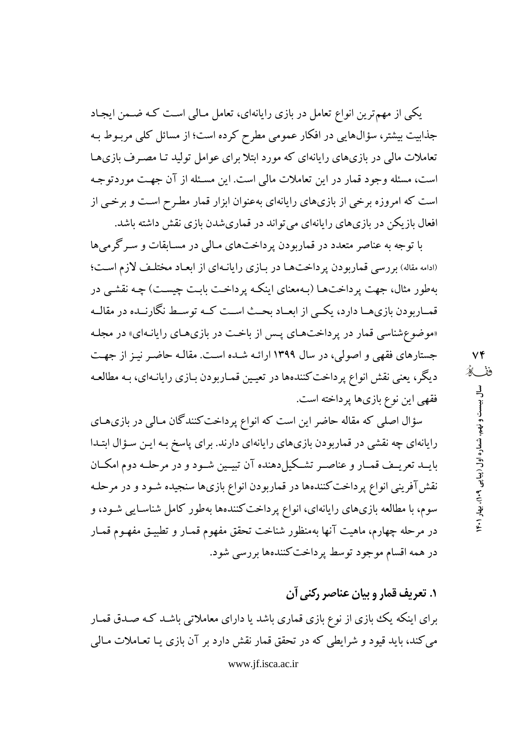یکی از مهم‌ترین انواع تعامل در بازی رایانه‌ای، تعامل مالی است که ضمن ایجاد جذابیت بیشتر، سؤال‌هایی در افکار عمومی مطرح کرده است؛ از مسائل کلی مربوط به تعاملات مالی در بازی‌های رایانه‌ای که مورد ابتلا برای عوامل تولید تا مصرف بازی‌ها است، مسئله وجود قمار در این تعاملات مالی است. این مسئله از آن جهت موردتوجه است که امروزه برخی از بازی‌های رایانه‌ای به‌عنوان ابزار قمار مطرح است و برخی از افعال بازیکن در بازی‌های رایانه‌ای می‌تواند در قماری‌شدن بازی نقش داشته باشد.

با توجه به عناصر متعدد در قماربودن پرداخت‌های مالی در مسابقات و سرگرمی‌ها (ادامه مقاله) بررسی قماربودن پرداخت‌ها در بازی رایانه‌ای از ابعاد مختلف لازم است؛ به‌طور مثال، جهت پرداخت‌ها (به‌معنای اینکه پرداخت بابت چیست) چه نقشی در قماربودن بازی‌ها دارد، یکی از ابعاد بحث است که توسط نگارنده در مقاله «موضوع‌شناسی قمار در پرداخت‌های پس از باخت در بازی‌های رایانه‌ای» در مجله جستارهای فقهی و اصولی، در سال ۱۳۹۹ ارائه شده است. مقاله حاضر نیز از جهت دیگر، یعنی نقش انواع پرداخت‌کننده‌ها در تعیین قماربودن بازی رایانه‌ای، به مطالعه فقهی این نوع بازی‌ها پرداخته است.

سؤال اصلی که مقاله حاضر این است که انواع پرداخت‌کنندگان مالی در بازی‌های رایانه‌ای چه نقشی در قماربودن بازی‌های رایانه‌ای دارند. برای پاسخ به این سؤال ابتدا باید تعریف قمار و عناصر تشکیل‌دهنده آن تبیین شود و در مرحله دوم امکان نقش‌آفرینی انواع پرداخت‌کننده‌ها در قماربودن انواع بازی‌ها سنجیده شود و در مرحله سوم، با مطالعه بازی‌های رایانه‌ای، انواع پرداخت‌کننده‌ها به‌طور کامل شناسایی شود، و در مرحله چهارم، ماهیت آنها به‌منظور شناخت تحقق مفهوم قمار و تطبیق مفهوم قمار در همه اقسام موجود توسط پرداخت‌کننده‌ها بررسی شود.

## ۱. تعریف قمار و بیان عناصر رکنی آن

برای اینکه یک بازی از نوع بازی قماری باشد یا دارای معاملاتی باشد که صدق قمار می‌کند، باید قیود و شرایطی که در تحقق قمار نقش دارد بر آن بازی یا تعاملات مالی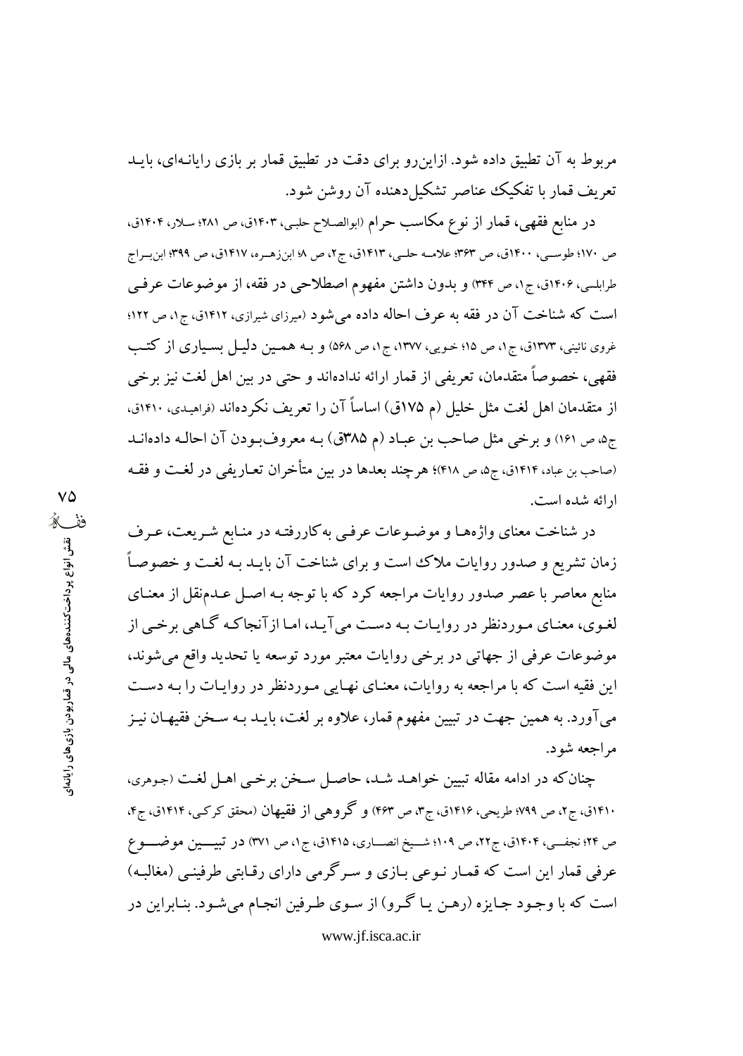مربوط به آن تطبیق داده شود. ازاین‌رو برای دقت در تطبیق قمار بر بازی رایانه‌ای، باید تعریف قمار با تفکیک عناصر تشکیل‌دهنده آن روشن شود.

در منابع فقهی، قمار از نوع مکاسب حرام (ابوالصلاح حلبی، ۱۴۰۳ق، ص ۲۸۱؛ سلار، ۱۴۰۴ق، ص ۱۷۰؛ طوسی، ۱۴۰۰ق، ص ۳۶۳؛ علامه حلی، ۱۴۱۳ق، ج۲، ص ۸؛ ابن‌زهره، ۱۴۱۷ق، ص ۳۹۹؛ ابن‌براج طرابلسی، ۱۴۰۶ق، ج۱، ص ۳۴۴) و بدون داشتن مفهوم اصطلاحی در فقه، از موضوعات عرفی است که شناخت آن در فقه به عرف احاله داده می‌شود (میرزای شیرازی، ۱۴۱۲ق، ج۱، ص ۱۲۲؛ غروی نائینی، ۱۳۷۳ق، ج۱، ص ۱۵؛ خویی، ۱۳۷۷، ج۱، ص ۵۶۸) و به همین دلیل بسیاری از کتب فقهی، خصوصاً متقدمان، تعریفی از قمار ارائه نداده‌اند و حتی در بین اهل لغت نیز برخی از متقدمان اهل لغت مثل خلیل (م ۱۷۵ق) اساساً آن را تعریف نکرده‌اند (فراهیدی، ۱۴۱۰ق، ج۵، ص ۱۶۱) و برخی مثل صاحب بن عباد (م ۳۸۵ق) به معروف‌بودن آن احاله داده‌اند (صاحب بن عباد، ۱۴۱۴ق، ج۵، ص ۴۱۸)؛ هرچند بعدها در بین متأخران تعاریفی در لغت و فقه ارائه شده است.

در شناخت معنای واژه‌ها و موضوعات عرفی به‌کاررفته در منابع شریعت، عرف زمان تشریع و صدور روایات ملاک است و برای شناخت آن باید به لغت و خصوصاً منابع معاصر با عصر صدور روایات مراجعه کرد که با توجه به اصل عدم‌نقل از معنای لغوی، معنای موردنظر در روایات به دست می‌آید، اما ازآنجاکه گاهی برخی از موضوعات عرفی از جهاتی در برخی روایات معتبر مورد توسعه یا تحدید واقع می‌شوند، این فقیه است که با مراجعه به روایات، معنای نهایی موردنظر در روایات را به دست می‌آورد. به همین جهت در تبیین مفهوم قمار، علاوه بر لغت، باید به سخن فقیهان نیز مراجعه شود.

چنان‌که در ادامه مقاله تبیین خواهد شد، حاصل سخن برخی اهل لغت (جوهری، ۱۴۱۰ق، ج۲، ص ۷۹۹؛ طریحی، ۱۴۱۶ق، ج۳، ص ۴۶۳) و گروهی از فقیهان (محقق کرکی، ۱۴۱۴ق، ج۴، ص ۲۴؛ نجفی، ۱۴۰۴ق، ج۲۲، ص ۱۰۹؛ شیخ انصاری، ۱۴۱۵ق، ج۱، ص ۳۷۱) در تبیین موضوع عرفی قمار این است که قمار نوعی بازی و سرگرمی دارای رقابتی طرفینی (مغالبه) است که با وجود جایزه (رهن یا گرو) از سوی طرفین انجام می‌شود. بنابراین در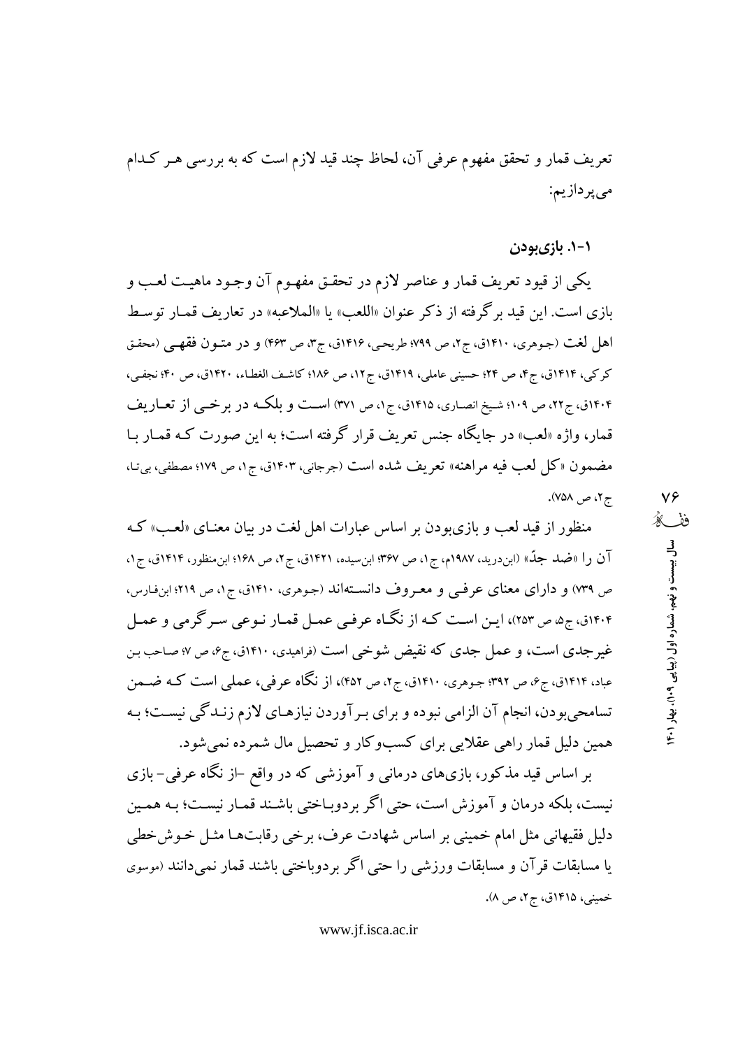تعریف قمار و تحقق مفهوم عرفی آن، لحاظ چند قید لازم است که به بررسی هر کدام می‌پردازیم:

### ۱-۱. بازی‌بودن

یکی از قیود تعریف قمار و عناصر لازم در تحقق مفهوم آن وجود ماهیت لعب و بازی است. این قید برگرفته از ذکر عنوان «اللعب» یا «الملاعبه» در تعاریف قمار توسط اهل لغت (جوهری، ۱۴۱۰ق، ج۲، ص ۷۹۹؛ طریحی، ۱۴۱۶ق، ج۳، ص ۴۶۳) و در متون فقهی (محقق کرکی، ۱۴۱۴ق، ج۴، ص ۲۴؛ حسینی عاملی، ۱۴۱۹ق، ج۱۲، ص ۱۸۶؛ کاشف الغطاء، ۱۴۲۰ق، ص ۴۰؛ نجفی، ۱۴۰۴ق، ج۲۲، ص ۱۰۹؛ شیخ انصاری، ۱۴۱۵ق، ج۱، ص ۳۷۱) است و بلکه در برخی از تعاریف قمار، واژه «لعب» در جایگاه جنس تعریف قرار گرفته است؛ به این صورت که قمار با مضمون «کل لعب فیه مراهنه» تعریف شده است (جرجانی، ۱۴۰۳ق، ج۱، ص ۱۷۹؛ مصطفی، بی‌تا، ج۲، ص ۷۵۸).

منظور از قید لعب و بازی‌بودن بر اساس عبارات اهل لغت در بیان معنای «لعب» که آن را «ضد جدّ» (ابن‌درید، ۱۹۸۷م، ج۱، ص ۳۶۷؛ ابن‌سیده، ۱۴۲۱ق، ج۲، ص ۱۶۸؛ ابن‌منظور، ۱۴۱۴ق، ج۱، ص ۷۳۹) و دارای معنای عرفی و معروف دانسته‌اند (جوهری، ۱۴۱۰ق، ج۱، ص ۲۱۹؛ ابن‌فارس، ۱۴۰۴ق، ج۵، ص ۲۵۳)، این است که از نگاه عرفی عمل قمار نوعی سرگرمی و عمل غیرجدی است، و عمل جدی که نقیض شوخی است (فراهیدی، ۱۴۱۰ق، ج۶، ص ۷؛ صاحب بن عباد، ۱۴۱۴ق، ج۶، ص ۳۹۲؛ جوهری، ۱۴۱۰ق، ج۲، ص ۴۵۲)، از نگاه عرفی، عملی است که ضمن تسامحی‌بودن، انجام آن الزامی نبوده و برای برآوردن نیازهای لازم زندگی نیست؛ به همین دلیل قمار راهی عقلایی برای کسب‌وکار و تحصیل مال شمرده نمی‌شود.

بر اساس قید مذکور، بازی‌های درمانی و آموزشی که در واقع -از نگاه عرفی- بازی نیست، بلکه درمان و آموزش است، حتی اگر بردوباختی باشند قمار نیست؛ به همین دلیل فقیهانی مثل امام خمینی بر اساس شهادت عرف، برخی رقابت‌ها مثل خوش‌خطی یا مسابقات قرآن و مسابقات ورزشی را حتی اگر بردوباختی باشند قمار نمی‌دانند (موسوی خمینی، ۱۴۱۵ق، ج۲، ص ۸).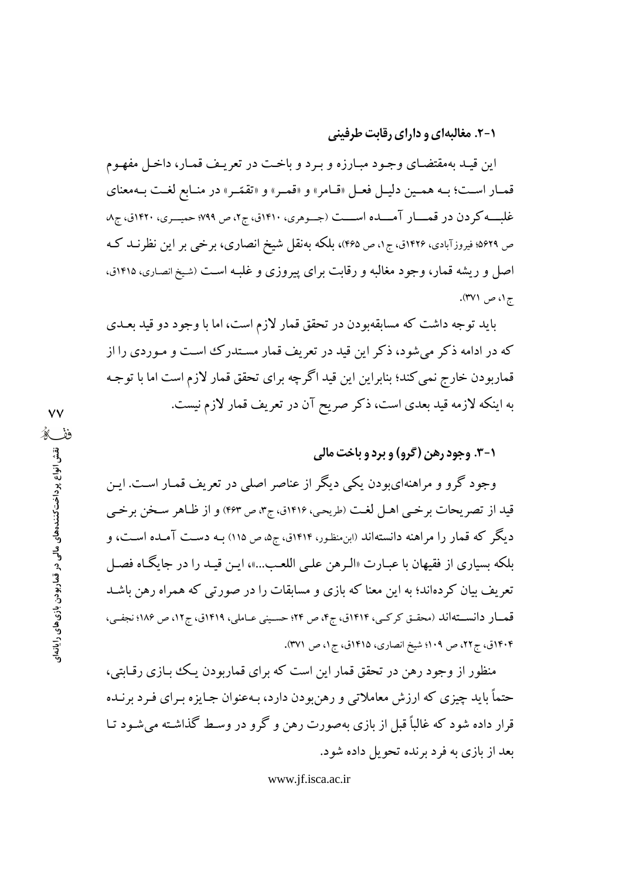### ۱-۲. مغالبه‌ای و دارای رقابت طرفینی

این قید به‌مقتضای وجود مبارزه و برد و باخت در تعریف قمار، داخل مفهوم قمار است؛ به همین دلیل فعل «قامر» و «قمر» و «تقمّر» در منابع لغت به‌معنای غلبه‌کردن در قمار آمده است (جوهری، ۱۴۱۰ق، ج۲، ص ۷۹۹؛ حمیری، ۱۴۲۰ق، ج۸، ص ۵۶۲۹؛ فیروزآبادی، ۱۴۲۶ق، ج۱، ص ۴۶۵)، بلکه به‌نقل شیخ انصاری، برخی بر این نظرند که اصل و ریشه قمار، وجود مغالبه و رقابت برای پیروزی و غلبه است (شیخ انصاری، ۱۴۱۵ق، ج۱، ص ۳۷۱).

باید توجه داشت که مسابقه‌بودن در تحقق قمار لازم است، اما با وجود دو قید بعدی که در ادامه ذکر می‌شود، ذکر این قید در تعریف قمار مستدرک است و موردی را از قماربودن خارج نمی‌کند؛ بنابراین این قید اگرچه برای تحقق قمار لازم است اما با توجه به اینکه لازمه قید بعدی است، ذکر صریح آن در تعریف قمار لازم نیست.

### ۱-۳. وجود رهن (گرو) و برد و باخت مالی

وجود گرو و مراهنه‌ای‌بودن یکی دیگر از عناصر اصلی در تعریف قمار است. این قید از تصریحات برخی اهل لغت (طریحی، ۱۴۱۶ق، ج۳، ص ۴۶۳) و از ظاهر سخن برخی دیگر که قمار را مراهنه دانسته‌اند (ابن‌منظور، ۱۴۱۴ق، ج۵، ص ۱۱۵) به دست آمده است، و بلکه بسیاری از فقیهان با عبارت «الرهن علی اللعب...»، این قید را در جایگاه فصل تعریف بیان کرده‌اند؛ به این معنا که بازی و مسابقات را در صورتی که همراه رهن باشد قمار دانسته‌اند (محقق کرکی، ۱۴۱۴ق، ج۴، ص ۲۴؛ حسینی عاملی، ۱۴۱۹ق، ج۱۲، ص ۱۸۶؛ نجفی، ۱۴۰۴ق، ج۲۲، ص ۱۰۹؛ شیخ انصاری، ۱۴۱۵ق، ج۱، ص ۳۷۱).

منظور از وجود رهن در تحقق قمار این است که برای قماربودن یک بازی رقابتی، حتماً باید چیزی که ارزش معاملاتی و رهن‌بودن دارد، به‌عنوان جایزه برای فرد برنده قرار داده شود که غالباً قبل از بازی به‌صورت رهن و گرو در وسط گذاشته می‌شود تا بعد از بازی به فرد برنده تحویل داده شود.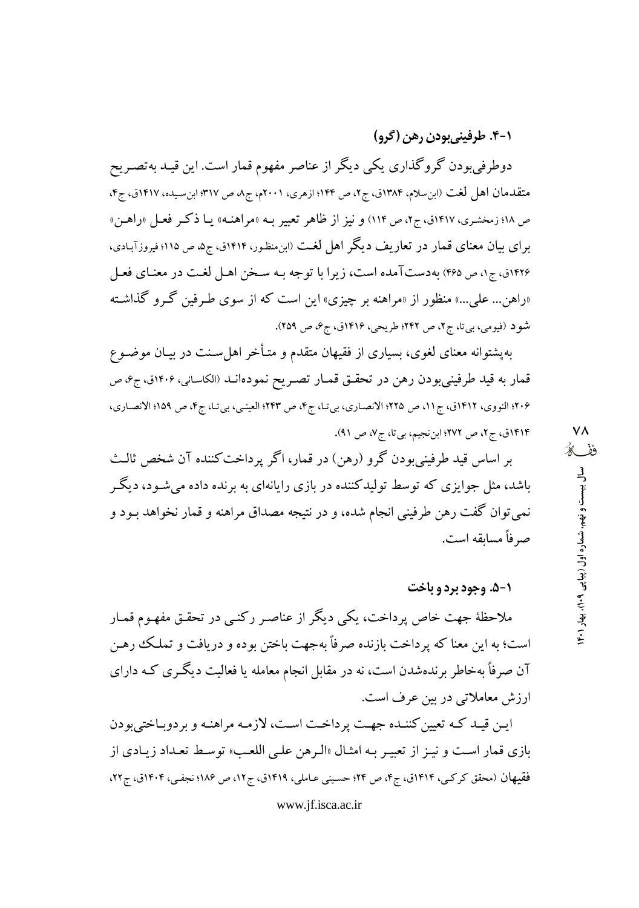### ۱-۴. طرفینی‌بودن رهن (گرو)

دوطرفی‌بودن گروگذاری یکی دیگر از عناصر مفهوم قمار است. این قید به‌تصریح متقدمان اهل لغت (ابن‌سلام، ۱۳۸۴ق، ج۲، ص ۱۴۴؛ ازهری، ۲۰۰۱م، ج۸، ص ۳۱۷؛ ابن‌سیده، ۱۴۱۷ق، ج۴، ص ۱۸؛ زمخشری، ۱۴۱۷ق، ج۲، ص ۱۱۴) و نیز از ظاهر تعبیر بـه «مراهنـه» یـا ذکـر فعـل «راهـن» برای بیان معنای قمار در تعاریف دیگر اهل لغـت (ابن‌منظور، ۱۴۱۴ق، ج۵، ص ۱۱۵؛ فیروزآبادی، ۱۴۲۶ق، ج۱، ص ۴۶۵) به‌دست‌آمده است، زیرا با توجه بـه سـخن اهـل لغـت در معنـای فعـل «راهن... علی...» منظور از «مراهنه بر چیزی» این است که از سوی طـرفین گـرو گذاشـته شود (فیومی، بی‌تا، ج۲، ص ۲۴۲؛ طریحی، ۱۴۱۶ق، ج۶، ص ۲۵۹).

به‌پشتوانه معنای لغوی، بسیاری از فقیهان متقدم و متأخر اهل‌سـنت در بیـان موضـوع قمار به قید طرفینی‌بودن رهن در تحقـق قمـار تصـریح نموده‌انـد (الکاسانی، ۱۴۰۶ق، ج۶، ص ۲۰۶؛ النووی، ۱۴۱۲ق، ج۱۱، ص ۲۲۵؛ الانصاری، بی‌تـا، ج۴، ص ۲۴۳؛ العینـی، بی‌تـا، ج۴، ص ۱۵۹؛ الانصـاری، ۱۴۱۴ق، ج۲، ص ۲۷۲؛ ابن‌نجیم، بی‌تا، ج۷، ص ۹۱).

بر اساس قید طرفینی‌بودن گرو (رهن) در قمار، اگر پرداخت‌کننده آن شخص ثالـث باشد، مثل جوایزی که توسط تولیدکننده در بازی رایانه‌ای به برنده داده می‌شـود، دیگـر نمی‌توان گفت رهن طرفینی انجام شده، و در نتیجه مصداق مراهنه و قمار نخواهد بـود و صرفاً مسابقه است.

### ۱-۵. وجود برد و باخت

ملاحظهٔ جهت خاص پرداخت، یکی دیگر از عناصـر رکنـی در تحقـق مفهـوم قمـار است؛ به این معنا که پرداخت بازنده صرفاً به‌جهت باختن بوده و دریافت و تملـک رهـن آن صرفاً به‌خاطر برنده‌شدن است، نه در مقابل انجام معامله یا فعالیت دیگـری کـه دارای ارزش معاملاتی در بین عرف است.

ایـن قیـد کـه تعیین‌کننـده جهـت پرداخـت اسـت، لازمـه مراهنـه و بردوبـاختی‌بودن بازی قمار است و نیـز از تعبیـر بـه امثـال «الـرهن علـی اللعـب» توسـط تعـداد زیـادی از فقیهان (محقق کرکـی، ۱۴۱۴ق، ج۴، ص ۲۴؛ حسـینی عـاملی، ۱۴۱۹ق، ج۱۲، ص ۱۸۶؛ نجفـی، ۱۴۰۴ق، ج۲۲،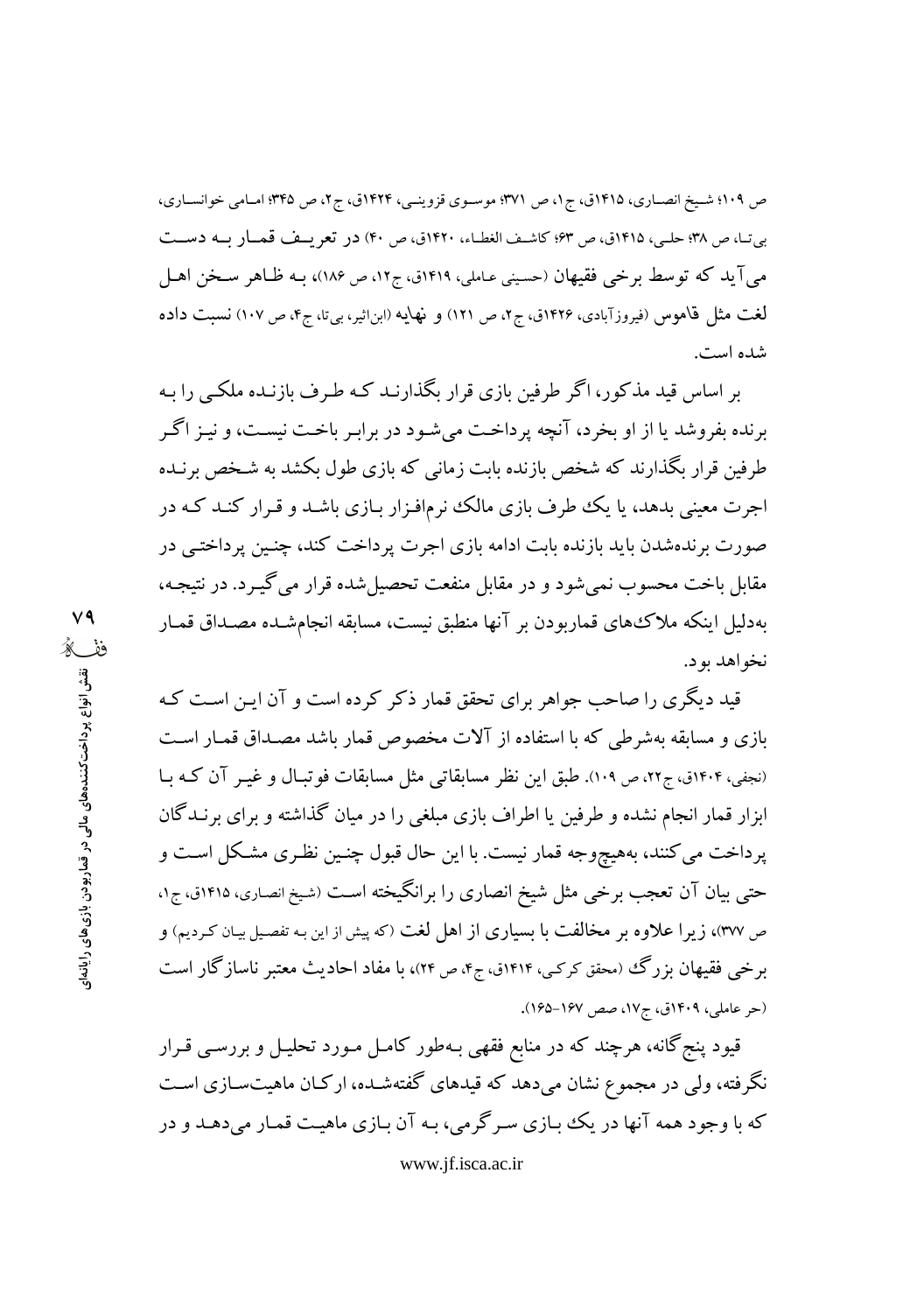ص ۱۰۹؛ شیخ انصاری، ۱۴۱۵ق، ج۱، ص ۳۷۱؛ موسوی قزوینی، ۱۴۲۴ق، ج۲، ص ۳۴۵؛ امامی خوانساری، بی‌تا، ص ۳۸؛ حلی، ۱۴۱۵ق، ص ۶۳؛ کاشف الغطاء، ۱۴۲۰ق، ص ۴۰) در تعریف قمار به دست می‌آید که توسط برخی فقیهان (حسینی عاملی، ۱۴۱۹ق، ج۱۲، ص ۱۸۶)، به ظاهر سخن اهل لغت مثل قاموس (فیروزآبادی، ۱۴۲۶ق، ج۲، ص ۱۲۱) و نهایه (ابن‌اثیر، بی‌تا، ج۴، ص ۱۰۷) نسبت داده شده است.

بر اساس قید مذکور، اگر طرفین بازی قرار بگذارند که طرف بازنده ملکی را به برنده بفروشد یا از او بخرد، آنچه پرداخت می‌شود در برابر باخت نیست، و نیز اگر طرفین قرار بگذارند که شخص بازنده بابت زمانی که بازی طول بکشد به شخص برنده اجرت معینی بدهد، یا یک طرف بازی مالک نرم‌افزار بازی باشد و قرار کند که در صورت برنده‌شدن باید بازنده بابت ادامه بازی اجرت پرداخت کند، چنین پرداختی در مقابل باخت محسوب نمی‌شود و در مقابل منفعت تحصیل‌شده قرار می‌گیرد. در نتیجه، به‌دلیل اینکه ملاک‌های قماربودن بر آنها منطبق نیست، مسابقه انجام‌شده مصداق قمار نخواهد بود.

قید دیگری را صاحب جواهر برای تحقق قمار ذکر کرده است و آن این است که بازی و مسابقه به‌شرطی که با استفاده از آلات مخصوص قمار باشد مصداق قمار است (نجفی، ۱۴۰۴ق، ج۲۲، ص ۱۰۹). طبق این نظر مسابقاتی مثل مسابقات فوتبال و غیر آن که با ابزار قمار انجام نشده و طرفین یا اطراف بازی مبلغی را در میان گذاشته و برای برندگان پرداخت می‌کنند، به‌هیچ‌وجه قمار نیست. با این حال قبول چنین نظری مشکل است و حتی بیان آن تعجب برخی مثل شیخ انصاری را برانگیخته است (شیخ انصاری، ۱۴۱۵ق، ج۱، ص ۳۷۷)، زیرا علاوه بر مخالفت با بسیاری از اهل لغت (که پیش از این به تفصیل بیان کردیم) و برخی فقیهان بزرگ (محقق کرکی، ۱۴۱۴ق، ج۴، ص ۲۴)، با مفاد احادیث معتبر ناسازگار است (حر عاملی، ۱۴۰۹ق، ج۱۷، صص ۱۶۷-۱۶۵).

قیود پنج‌گانه، هرچند که در منابع فقهی به‌طور کامل مورد تحلیل و بررسی قرار نگرفته، ولی در مجموع نشان می‌دهد که قیدهای گفته‌شده، ارکان ماهیت‌سازی است که با وجود همه آنها در یک بازی سرگرمی، به آن بازی ماهیت قمار می‌دهد و در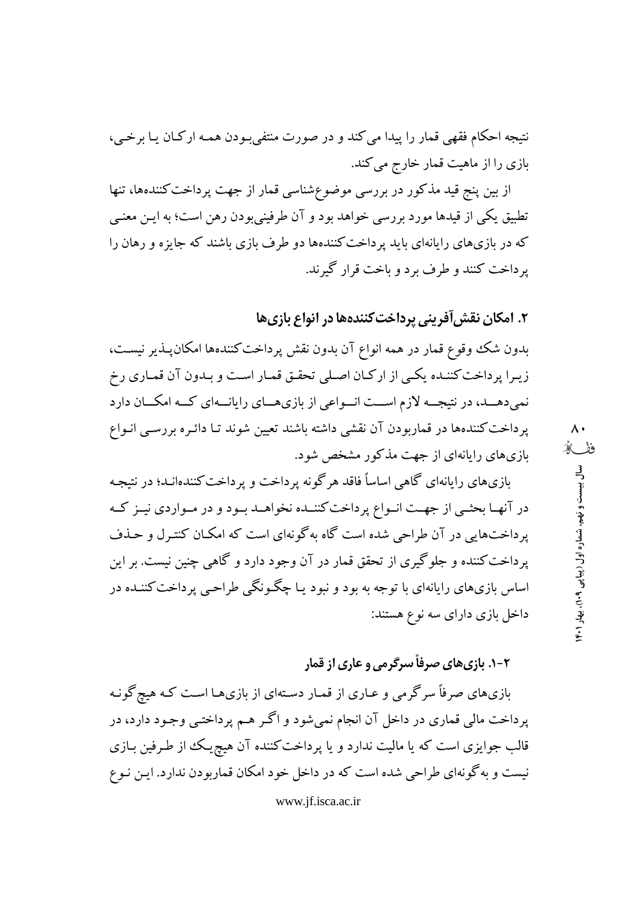نتیجه احکام فقهی قمار را پیدا می‌کند و در صورت منتفی‌بودن همه ارکان یا برخی، بازی را از ماهیت قمار خارج می‌کند.

از بین پنج قید مذکور در بررسی موضوع‌شناسی قمار از جهت پرداخت‌کننده‌ها، تنها تطبیق یکی از قیدها مورد بررسی خواهد بود و آن طرفینی‌بودن رهن است؛ به این معنی که در بازی‌های رایانه‌ای باید پرداخت‌کننده‌ها دو طرف بازی باشند که جایزه و رهان را پرداخت کنند و طرف برد و باخت قرار گیرند.

## ۲. امکان نقش‌آفرینی پرداخت‌کننده‌ها در انواع بازی‌ها

بدون شک وقوع قمار در همه انواع آن بدون نقش پرداخت‌کننده‌ها امکان‌پذیر نیست، زیرا پرداخت‌کننده یکی از ارکان اصلی تحقق قمار است و بدون آن قماری رخ نمی‌دهد، در نتیجه لازم است انواعی از بازی‌های رایانه‌ای که امکان دارد پرداخت‌کننده‌ها در قماربودن آن نقشی داشته باشند تعیین شوند تا دائره بررسی انواع بازی‌های رایانه‌ای از جهت مذکور مشخص شود.

بازی‌های رایانه‌ای گاهی اساساً فاقد هرگونه پرداخت و پرداخت‌کننده‌اند؛ در نتیجه در آنها بحثی از جهت انواع پرداخت‌کننده نخواهد بود و در مواردی نیز که پرداخت‌هایی در آن طراحی شده است گاه به‌گونه‌ای است که امکان کنترل و حذف پرداخت‌کننده و جلوگیری از تحقق قمار در آن وجود دارد و گاهی چنین نیست. بر این اساس بازی‌های رایانه‌ای با توجه به بود و نبود یا چگونگی طراحی پرداخت‌کننده در داخل بازی دارای سه نوع هستند:

### ۲-۱. بازی‌های صرفاً سرگرمی و عاری از قمار

بازی‌های صرفاً سرگرمی و عاری از قمار دسته‌ای از بازی‌ها است که هیچ‌گونه پرداخت مالی قماری در داخل آن انجام نمی‌شود و اگر هم پرداختی وجود دارد، در قالب جوایزی است که یا مالیت ندارد و یا پرداخت‌کننده آن هیچ‌یک از طرفین بازی نیست و به‌گونه‌ای طراحی شده است که در داخل خود امکان قماربودن ندارد. این نوع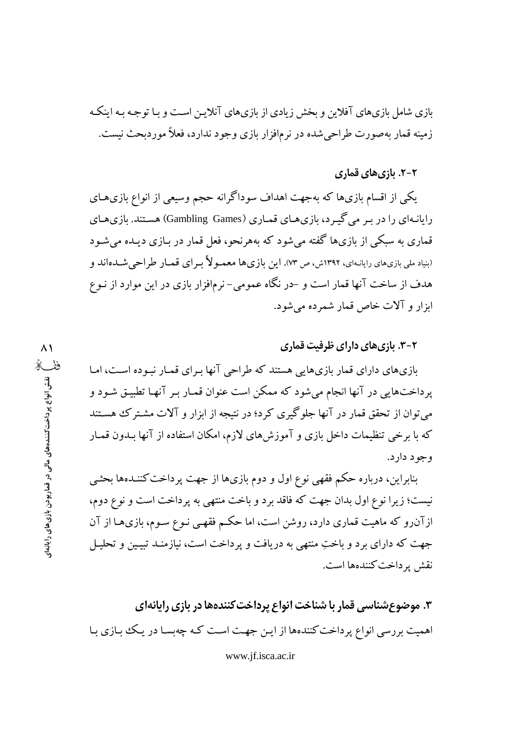بازی شامل بازی‌های آفلاین و بخش زیادی از بازی‌های آنلاین است و با توجه به اینکه زمینه قمار به‌صورت طراحی‌شده در نرم‌افزار بازی وجود ندارد، فعلاً موردبحث نیست.

### ۲-۲. بازی‌های قماری

یکی از اقسام بازی‌ها که به‌جهت اهداف سوداگرانه حجم وسیعی از انواع بازی‌های رایانه‌ای را در بر می‌گیرد، بازی‌های قماری (Gambling Games) هستند. بازی‌های قماری به سبکی از بازی‌ها گفته می‌شود که به‌هرنحو، فعل قمار در بازی دیده می‌شود (بنیاد ملی بازی‌های رایانه‌ای، ۱۳۹۲ش، ص ۷۳). این بازی‌ها معمولاً برای قمار طراحی‌شده‌اند و هدف از ساخت آنها قمار است و -در نگاه عمومی- نرم‌افزار بازی در این موارد از نوع ابزار و آلات خاص قمار شمرده می‌شود.

### ۲-۳. بازی‌های دارای ظرفیت قماری

بازی‌های دارای قمار بازی‌هایی هستند که طراحی آنها برای قمار نبوده است، اما پرداخت‌هایی در آنها انجام می‌شود که ممکن است عنوان قمار بر آنها تطبیق شود و می‌توان از تحقق قمار در آنها جلوگیری کرد؛ در نتیجه از ابزار و آلات مشترک هستند که با برخی تنظیمات داخل بازی و آموزش‌های لازم، امکان استفاده از آنها بدون قمار وجود دارد.

بنابراین، درباره حکم فقهی نوع اول و دوم بازی‌ها از جهت پرداخت‌کننده‌ها بحثی نیست؛ زیرا نوع اول بدان جهت که فاقد برد و باخت منتهی به پرداخت است و نوع دوم، ازآن‌رو که ماهیت قماری دارد، روشن است، اما حکم فقهی نوع سوم، بازی‌ها از آن جهت که دارای برد و باختِ منتهی به دریافت و پرداخت است، نیازمند تبیین و تحلیل نقش پرداخت‌کننده‌ها است.

## ۳. موضوع‌شناسی قمار با شناخت انواع پرداخت‌کننده‌ها در بازی رایانه‌ای

اهمیت بررسی انواع پرداخت‌کننده‌ها از این جهت است که چه‌بسا در یک بازی با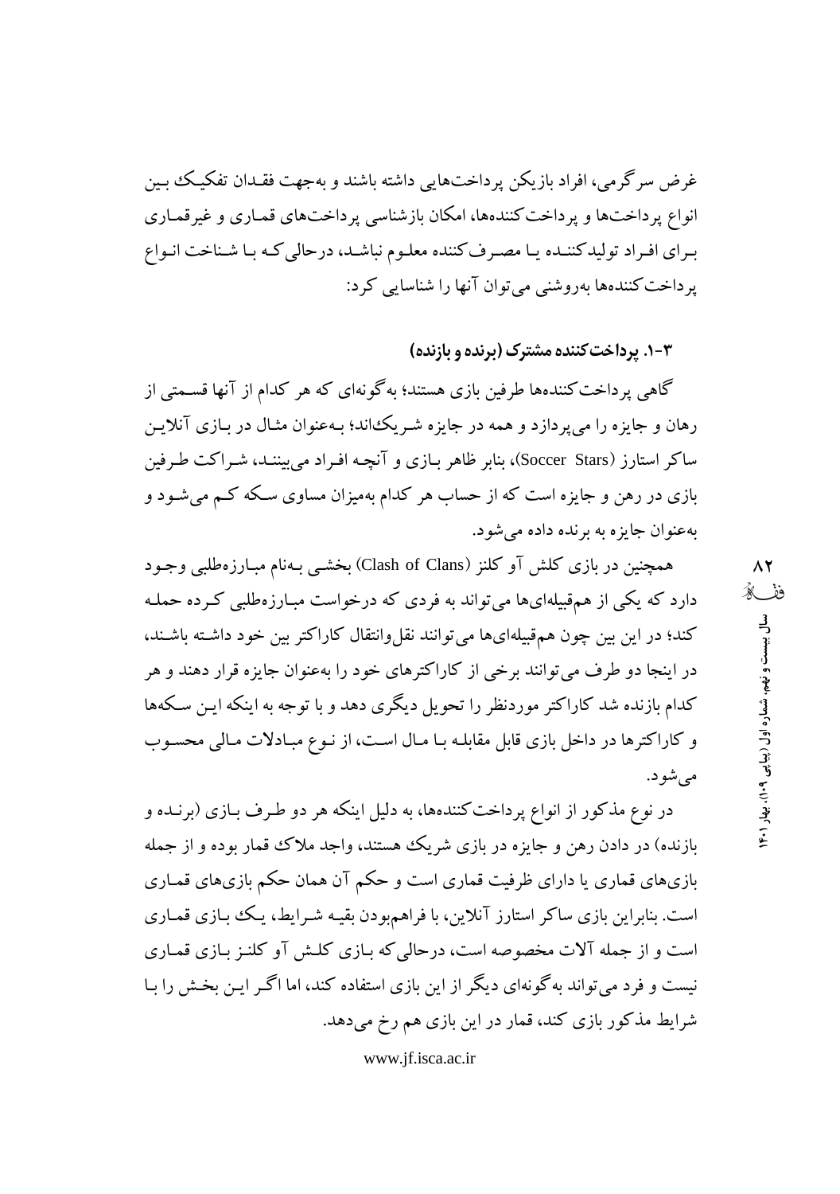غرض سرگرمی، افراد بازیکن پرداخت‌هایی داشته باشند و به‌جهت فقدان تفکیک بین انواع پرداخت‌ها و پرداخت‌کننده‌ها، امکان بازشناسی پرداخت‌های قماری و غیرقماری برای افراد تولیدکننده یا مصرف‌کننده معلوم نباشد، درحالی‌که با شناخت انواع پرداخت‌کننده‌ها به‌روشنی می‌توان آنها را شناسایی کرد:

### ۳-۱. پرداخت‌کننده مشترک (برنده و بازنده)

گاهی پرداخت‌کننده‌ها طرفین بازی هستند؛ به‌گونه‌ای که هر کدام از آنها قسمتی از رهان و جایزه را می‌پردازد و همه در جایزه شریک‌اند؛ به‌عنوان مثال در بازی آنلاین ساکر استارز (Soccer Stars)، بنابر ظاهر بازی و آنچه افراد می‌بینند، شراکت طرفین بازی در رهن و جایزه است که از حساب هر کدام به‌میزان مساوی سکه کم می‌شود و به‌عنوان جایزه به برنده داده می‌شود.

همچنین در بازی کلش آو کلنز (Clash of Clans) بخشی به‌نام مبارزه‌طلبی وجود دارد که یکی از هم‌قبیله‌ای‌ها می‌تواند به فردی که درخواست مبارزه‌طلبی کرده حمله کند؛ در این بین چون هم‌قبیله‌ای‌ها می‌توانند نقل‌وانتقال کاراکتر بین خود داشته باشند، در اینجا دو طرف می‌توانند برخی از کاراکترهای خود را به‌عنوان جایزه قرار دهند و هر کدام بازنده شد کاراکتر موردنظر را تحویل دیگری دهد و با توجه به اینکه این سکه‌ها و کاراکترها در داخل بازی قابل مقابله با مال است، از نوع مبادلات مالی محسوب می‌شود.

در نوع مذکور از انواع پرداخت‌کننده‌ها، به دلیل اینکه هر دو طرف بازی (برنده و بازنده) در دادن رهن و جایزه در بازی شریک هستند، واجد ملاک قمار بوده و از جمله بازی‌های قماری یا دارای ظرفیت قماری است و حکم آن همان حکم بازی‌های قماری است. بنابراین بازی ساکر استارز آنلاین، با فراهم‌بودن بقیه شرایط، یک بازی قماری است و از جمله آلات مخصوصه است، درحالی‌که بازی کلش آو کلنز بازی قماری نیست و فرد می‌تواند به‌گونه‌ای دیگر از این بازی استفاده کند، اما اگر این بخش را با شرایط مذکور بازی کند، قمار در این بازی هم رخ می‌دهد.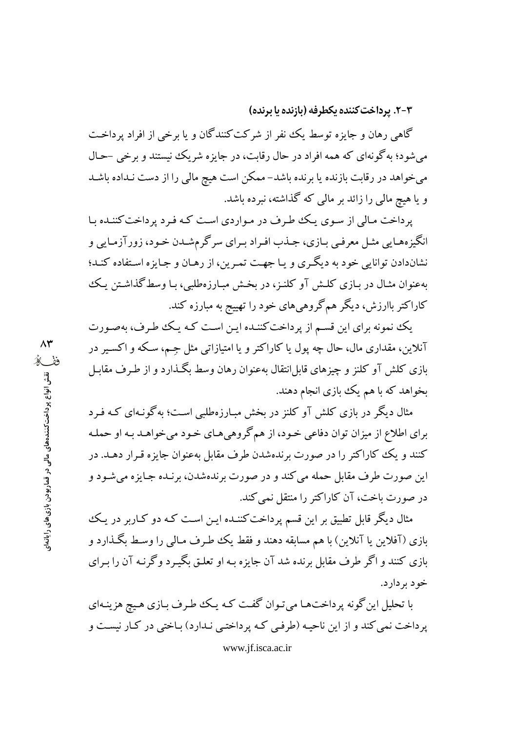### ۳-۲. پرداخت‌کننده یکطرفه (بازنده یا برنده)

گاهی رهان و جایزه توسط یک نفر از شرکت‌کنندگان و یا برخی از افراد پرداخت می‌شود؛ به‌گونه‌ای که همه افراد در حال رقابت، در جایزه شریک نیستند و برخی -حال می‌خواهد در رقابت بازنده یا برنده باشد- ممکن است هیچ مالی را از دست نداده باشد و یا هیچ مالی را زائد بر مالی که گذاشته، نبرده باشد.

پرداخت مالی از سوی یک طرف در مواردی است که فرد پرداخت‌کننده با انگیزه‌هایی مثل معرفی بازی، جذب افراد برای سرگرم‌شدن خود، زورآزمایی و نشان‌دادن توانایی خود به دیگری و یا جهت تمرین، از رهان و جایزه استفاده کند؛ به‌عنوان مثال در بازی کلش آو کلنز، در بخش مبارزه‌طلبی، با وسط‌گذاشتن یک کاراکتر باارزش، دیگر هم‌گروهی‌های خود را تهییج به مبارزه کند.

یک نمونه برای این قسم از پرداخت‌کننده این است که یک طرف، به‌صورت آنلاین، مقداری مال، حال چه پول یا کاراکتر و یا امتیازاتی مثل جِم، سکه و اکسیر در بازی کلش آو کلنز و چیزهای قابل‌انتقال به‌عنوان رهان وسط بگذارد و از طرف مقابل بخواهد که با هم یک بازی انجام دهند.

مثال دیگر در بازی کلش آو کلنز در بخش مبارزه‌طلبی است؛ به‌گونه‌ای که فرد برای اطلاع از میزان توان دفاعی خود، از هم‌گروهی‌های خود می‌خواهد به او حمله کنند و یک کاراکتر را در صورت برنده‌شدن طرف مقابل به‌عنوان جایزه قرار دهد. در این صورت طرف مقابل حمله می‌کند و در صورت برنده‌شدن، برنده جایزه می‌شود و در صورت باخت، آن کاراکتر را منتقل نمی‌کند.

مثال دیگر قابل تطبیق بر این قسم پرداخت‌کننده این است که دو کاربر در یک بازی (آفلاین یا آنلاین) با هم مسابقه دهند و فقط یک طرف مالی را وسط بگذارد و بازی کنند و اگر طرف مقابل برنده شد آن جایزه به او تعلق بگیرد وگرنه آن را برای خود بردارد.

با تحلیل این‌گونه پرداخت‌ها می‌توان گفت که یک طرف بازی هیچ هزینه‌ای پرداخت نمی‌کند و از این ناحیه (طرفی که پرداختی ندارد) باختی در کار نیست و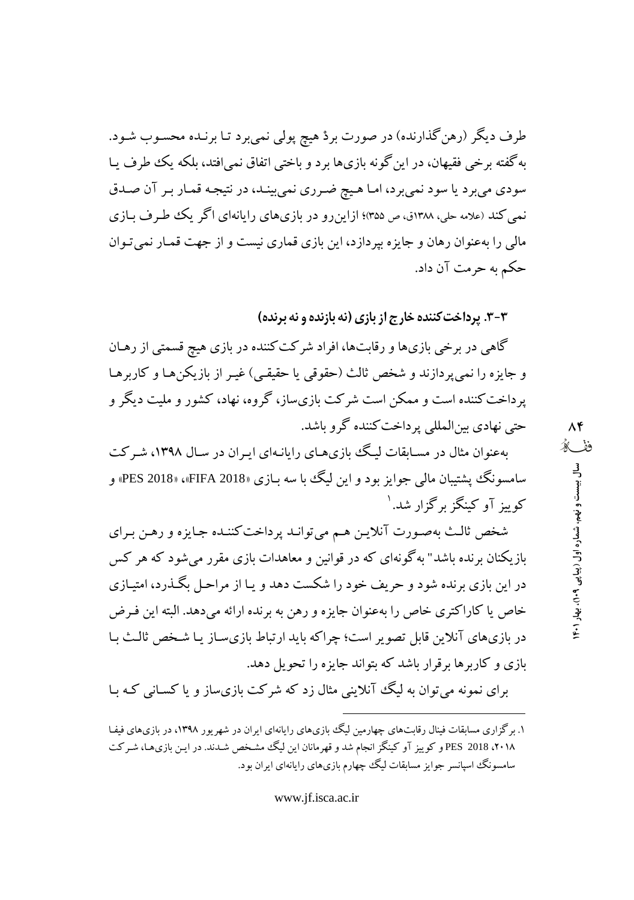طرف دیگر (رهن‌گذارنده) در صورت بردْ هیچ پولی نمی‌برد تا برنده محسوب شود. به‌گفته برخی فقیهان، در این‌گونه بازی‌ها برد و باختی اتفاق نمی‌افتد، بلکه یک طرف یا سودی می‌برد یا سود نمی‌برد، اما هیچ ضرری نمی‌بیند، در نتیجه قمار بر آن صدق نمی‌کند (علامه حلی، ۱۳۸۸ق، ص ۳۵۵)؛ ازاین‌رو در بازی‌های رایانه‌ای اگر یک طرف بازی مالی را به‌عنوان رهان و جایزه بپردازد، این بازی قماری نیست و از جهت قمار نمی‌توان حکم به حرمت آن داد.

### ۳-۳. پرداخت‌کننده خارج از بازی (نه بازنده و نه برنده)

گاهی در برخی بازی‌ها و رقابت‌ها، افراد شرکت‌کننده در بازی هیچ قسمتی از رهان و جایزه را نمی‌پردازند و شخص ثالث (حقوقی یا حقیقی) غیر از بازیکن‌ها و کاربرها پرداخت‌کننده است و ممکن است شرکت بازی‌ساز، گروه، نهاد، کشور و ملیت دیگر و حتی نهادی بین‌المللی پرداخت‌کننده گرو باشد.

به‌عنوان مثال در مسابقات لیگ بازی‌های رایانه‌ای ایران در سال ۱۳۹۸، شرکت سامسونگ پشتیبان مالی جوایز بود و این لیگ با سه بازی «FIFA 2018»، «PES 2018» و کوییز آو کینگز برگزار شد.[۱]

شخص ثالث به‌صورت آنلاین هم می‌تواند پرداخت‌کننده جایزه و رهن برای بازیکنان برنده باشد" به‌گونه‌ای که در قوانین و معاهدات بازی مقرر می‌شود که هر کس در این بازی برنده شود و حریف خود را شکست دهد و یا از مراحل بگذرد، امتیازی خاص یا کاراکتری خاص را به‌عنوان جایزه و رهن به برنده ارائه می‌دهد. البته این فرض در بازی‌های آنلاین قابل تصویر است؛ چراکه باید ارتباط بازی‌ساز یا شخص ثالث با بازی و کاربرها برقرار باشد که بتواند جایزه را تحویل دهد.

برای نمونه می‌توان به لیگ آنلاینی مثال زد که شرکت بازی‌ساز و یا کسانی که با

---

۱. برگزاری مسابقات فینال رقابت‌های چهارمین لیگ بازی‌های رایانه‌ای ایران در شهریور ۱۳۹۸، در بازی‌های فیفا ۲۰۱۸، PES 2018 و کوییز آو کینگز انجام شد و قهرمانان این لیگ مشخص شدند. در این بازی‌ها، شرکت سامسونگ اسپانسر جوایز مسابقات لیگ چهارم بازی‌های رایانه‌ای ایران بود.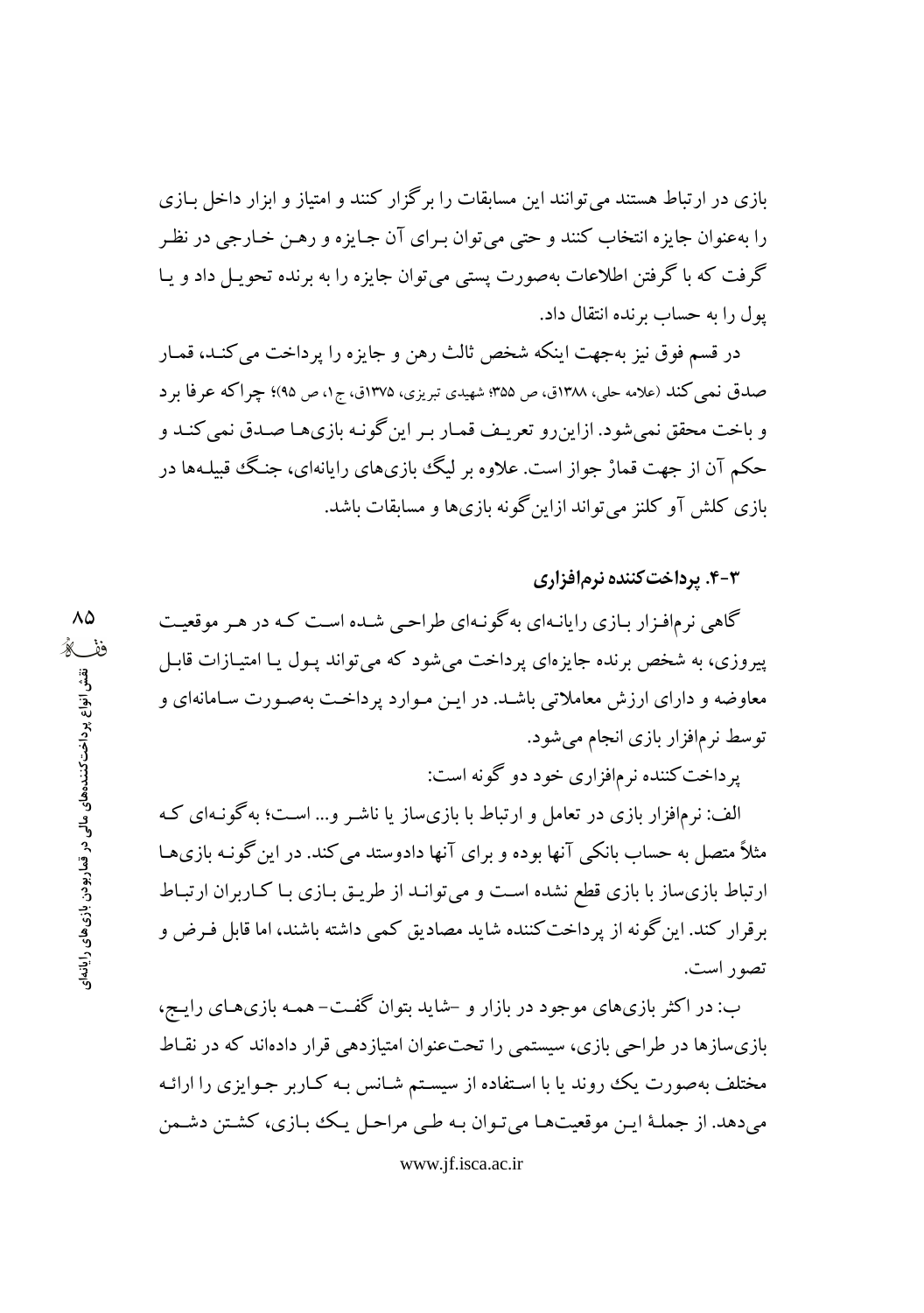بازی در ارتباط هستند می‌توانند این مسابقات را برگزار کنند و امتیاز و ابزار داخل بازی را به‌عنوان جایزه انتخاب کنند و حتی می‌توان بـرای آن جـایزه و رهـن خـارجی در نظـر گرفت که با گرفتن اطلاعات به‌صورت پستی می‌توان جایزه را به برنده تحویل داد و یا پول را به حساب برنده انتقال داد.

در قسم فوق نیز به‌جهت اینکه شخص ثالث رهن و جایزه را پرداخت می‌کنـد، قمـار صدق نمی‌کند (علامه حلی، ۱۳۸۸ق، ص ۳۵۵؛ شهیدی تبریزی، ۱۳۷۵ق، ج۱، ص ۹۵)؛ چراکه عرفا برد و باخت محقق نمی‌شود. ازاین‌رو تعریف قمـار بـر این‌گونـه بازی‌هـا صـدق نمی‌کنـد و حکم آن از جهت قمارْ جواز است. علاوه بر لیگ بازی‌های رایانه‌ای، جنگ قبیلـه‌ها در بازی کلش آو کلنز می‌تواند ازاین‌گونه بازی‌ها و مسابقات باشد.

### ۳-۴. پرداخت‌کننده نرم‌افزاری

گاهی نرم‌افـزار بـازی رایانـه‌ای به‌گونـه‌ای طراحی شـده اسـت کـه در هـر موقعیـت پیروزی، به شخص برنده جایزه‌ای پرداخت می‌شود که می‌تواند پـول یـا امتیـازات قابـل معاوضه و دارای ارزش معاملاتی باشـد. در ایـن مـوارد پرداخـت به‌صـورت سـامانه‌ای و توسط نرم‌افزار بازی انجام می‌شود.

پرداخت‌کننده نرم‌افزاری خود دو گونه است:

الف: نرم‌افزار بازی در تعامل و ارتباط با بازی‌ساز یا ناشر و... است؛ به‌گونـه‌ای کـه مثلاً متصل به حساب بانکی آنها بوده و برای آنها دادوستد می‌کند. در این‌گونـه بازی‌هـا ارتباط بازی‌ساز با بازی قطع نشده است و می‌تواننـد از طریـق بـازی بـا کـاربران ارتبـاط برقرار کند. این‌گونه از پرداخت‌کننده شاید مصادیق کمی داشته باشند، اما قابل فـرض و تصور است.

ب: در اکثر بازی‌های موجود در بازار و -شاید بتوان گفـت- همـه بازی‌هـای رایـج، بازی‌سازها در طراحی بازی، سیستمی را تحت‌عنوان امتیازدهی قرار داده‌اند که در نقـاط مختلف به‌صورت یک روند یا با اسـتفاده از سیسـتم شـانس بـه کـاربر جـوایزی را ارائـه می‌دهد. از جملـهٔ ایـن موقعیت‌هـا می‌تـوان بـه طـی مراحـل یـک بـازی، کشـتن دشـمن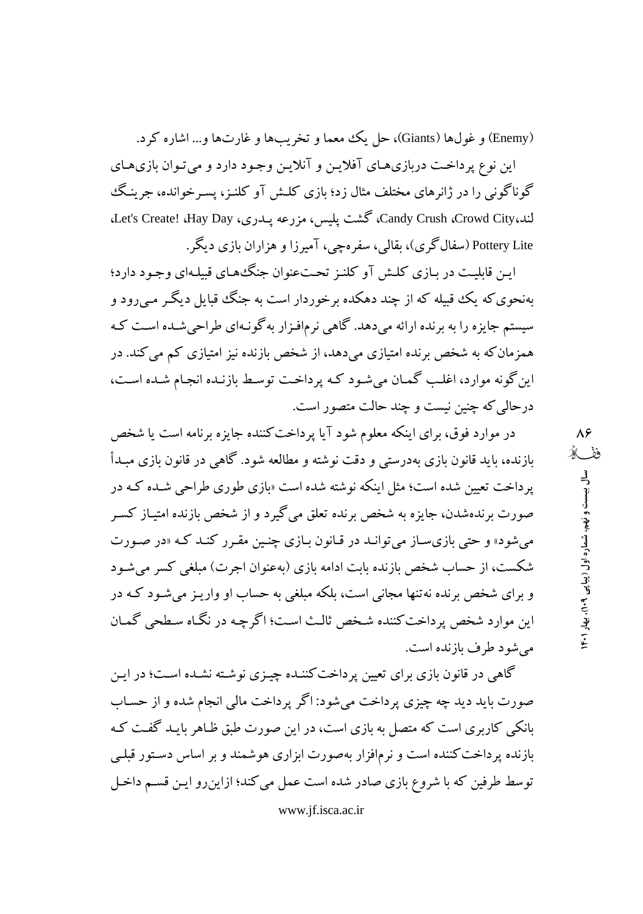(Enemy) و غول‌ها (Giants)، حل یک معما و تخریب‌ها و غارت‌ها و... اشاره کرد.

این نوع پرداخت دربازی‌های آفلاین و آنلاین وجود دارد و می‌توان بازی‌های گوناگونی را در ژانرهای مختلف مثال زد؛ بازی کلش آو کلنز، پسرخوانده، جرینگ لند، Crowd City، Candy Crush، گشت پلیس، مزرعه پدری، Hay Day، Let's Create! Pottery Lite (سفال‌گری)، بقالی، سفره‌چی، آمیرزا و هزاران بازی دیگر.

این قابلیت در بازی کلش آو کلنز تحت‌عنوان جنگ‌های قبیله‌ای وجود دارد؛ به‌نحوی‌که یک قبیله که از چند دهکده برخوردار است به جنگ قبایل دیگر می‌رود و سیستم جایزه را به برنده ارائه می‌دهد. گاهی نرم‌افزار به‌گونه‌ای طراحی‌شده است که همزمان‌که به شخص برنده امتیازی می‌دهد، از شخص بازنده نیز امتیازی کم می‌کند. در این‌گونه موارد، اغلب گمان می‌شود که پرداخت توسط بازنده انجام شده است، درحالی‌که چنین نیست و چند حالت متصور است.

در موارد فوق، برای اینکه معلوم شود آیا پرداخت‌کننده جایزه برنامه است یا شخص بازنده، باید قانون بازی به‌درستی و دقت نوشته و مطالعه شود. گاهی در قانون بازی مبدأ پرداخت تعیین شده است؛ مثل اینکه نوشته شده است «بازی طوری طراحی شده که در صورت برنده‌شدن، جایزه به شخص برنده تعلق می‌گیرد و از شخص بازنده امتیاز کسر می‌شود» و حتی بازی‌ساز می‌تواند قانون بازی چنین مقرر کند که «در صورت شکست، از حساب شخص بازنده بابت ادامه بازی (به‌عنوان اجرت) مبلغی کسر می‌شود و برای شخص برنده نه‌تنها مجانی است، بلکه مبلغی به حساب او واریز می‌شود که در این موارد شخص پرداخت‌کننده شخص ثالث است؛ اگرچه در نگاه سطحی گمان می‌شود طرف بازنده است.

گاهی در قانون بازی برای تعیین پرداخت‌کننده چیزی نوشته نشده است؛ در این صورت باید دید چه چیزی پرداخت می‌شود: اگر پرداخت مالی انجام شده و از حساب بانکی کاربری است که متصل به بازی است، در این صورت طبق ظاهر باید گفت که بازنده پرداخت‌کننده است و نرم‌افزار به‌صورت ابزاری هوشمند و بر اساس دستور قبلی توسط طرفین که با شروع بازی صادر شده است عمل می‌کند؛ ازاین‌رو این قسم داخل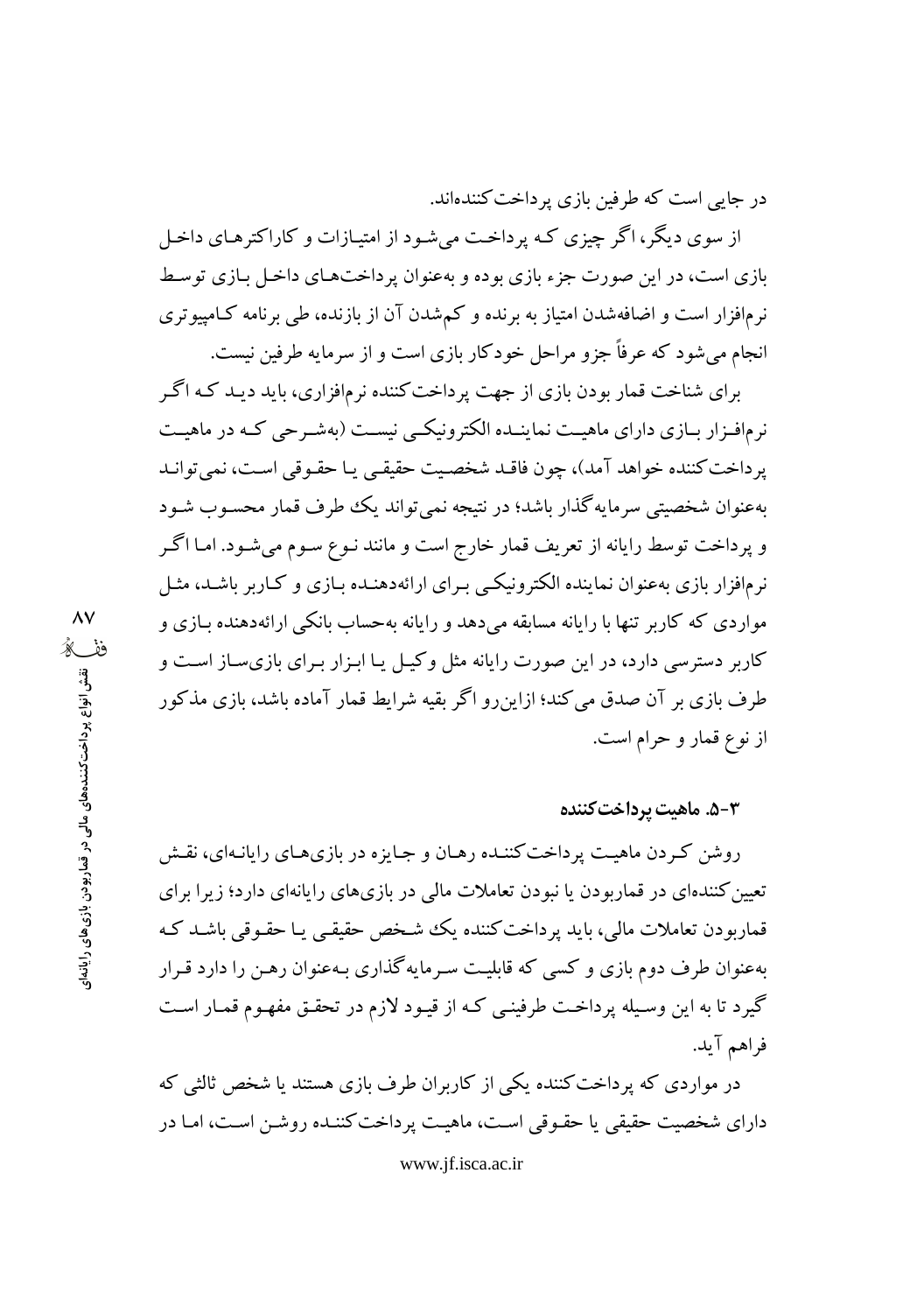در جایی است که طرفین بازی پرداخت‌کننده‌اند.

از سوی دیگر، اگر چیزی که پرداخت می‌شود از امتیازات و کاراکترهای داخل بازی است، در این صورت جزء بازی بوده و به‌عنوان پرداخت‌های داخل بازی توسط نرم‌افزار است و اضافه‌شدن امتیاز به برنده و کم‌شدن آن از بازنده، طی برنامه کامپیوتری انجام می‌شود که عرفاً جزو مراحل خودکار بازی است و از سرمایه طرفین نیست.

برای شناخت قمار بودن بازی از جهت پرداخت‌کننده نرم‌افزاری، باید دید که اگر نرم‌افزار بازی دارای ماهیت نماینده الکترونیکی نیست (به‌شرحی که در ماهیت پرداخت‌کننده خواهد آمد)، چون فاقد شخصیت حقیقی یا حقوقی است، نمی‌تواند به‌عنوان شخصیتی سرمایه‌گذار باشد؛ در نتیجه نمی‌تواند یک طرف قمار محسوب شود و پرداخت توسط رایانه از تعریف قمار خارج است و مانند نوع سوم می‌شود. اما اگر نرم‌افزار بازی به‌عنوان نماینده الکترونیکی برای ارائه‌دهنده بازی و کاربر باشد، مثل مواردی که کاربر تنها با رایانه مسابقه می‌دهد و رایانه به‌حساب بانکی ارائه‌دهنده بازی و کاربر دسترسی دارد، در این صورت رایانه مثل وکیل یا ابزار برای بازی‌ساز است و طرف بازی بر آن صدق می‌کند؛ ازاین‌رو اگر بقیه شرایط قمار آماده باشد، بازی مذکور از نوع قمار و حرام است.

### ۳-۵. ماهیت پرداخت‌کننده

روشن کردن ماهیت پرداخت‌کننده رهان و جایزه در بازی‌های رایانه‌ای، نقش تعیین‌کننده‌ای در قماربودن یا نبودن تعاملات مالی در بازی‌های رایانه‌ای دارد؛ زیرا برای قماربودن تعاملات مالی، باید پرداخت‌کننده یک شخص حقیقی یا حقوقی باشد که به‌عنوان طرف دوم بازی و کسی که قابلیت سرمایه‌گذاری به‌عنوان رهن را دارد قرار گیرد تا به این وسیله پرداخت طرفینی که از قیود لازم در تحقق مفهوم قمار است فراهم آید.

در مواردی که پرداخت‌کننده یکی از کاربران طرف بازی هستند یا شخص ثالثی که دارای شخصیت حقیقی یا حقوقی است، ماهیت پرداخت‌کننده روشن است، اما در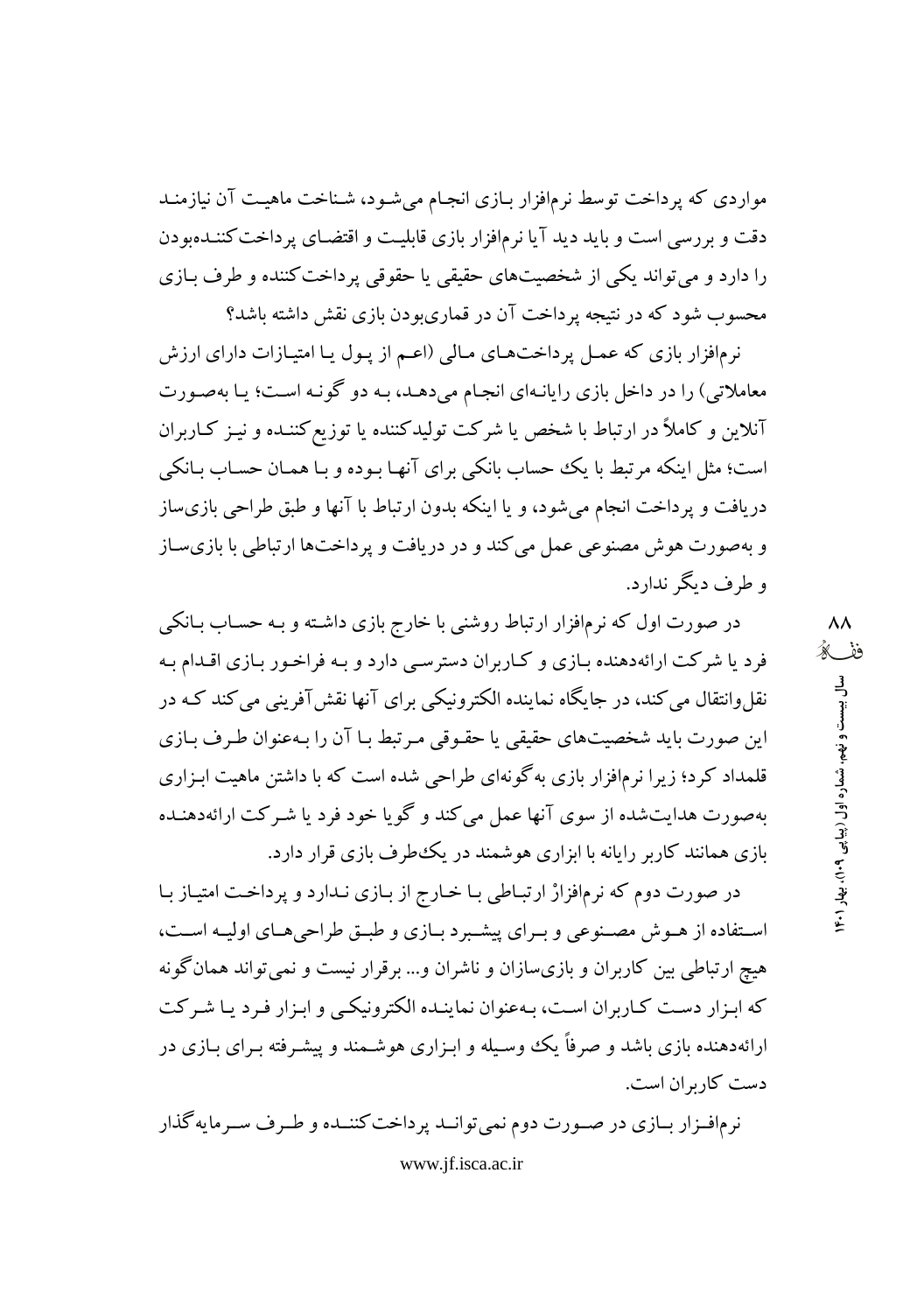مواردی که پرداخت توسط نرم‌افزار بازی انجام می‌شود، شناخت ماهیت آن نیازمند دقت و بررسی است و باید دید آیا نرم‌افزار بازی قابلیت و اقتضای پرداخت‌کننده‌بودن را دارد و می‌تواند یکی از شخصیت‌های حقیقی یا حقوقی پرداخت‌کننده و طرف بازی محسوب شود که در نتیجه پرداخت آن در قماری‌بودن بازی نقش داشته باشد؟

نرم‌افزار بازی که عمل پرداخت‌های مالی (اعم از پول یا امتیازات دارای ارزش معاملاتی) را در داخل بازی رایانه‌ای انجام می‌دهد، به دو گونه است؛ یا به‌صورت آنلاین و کاملاً در ارتباط با شخص یا شرکت تولیدکننده یا توزیع‌کننده و نیز کاربران است؛ مثل اینکه مرتبط با یک حساب بانکی برای آنها بوده و با همان حساب بانکی دریافت و پرداخت انجام می‌شود، و یا اینکه بدون ارتباط با آنها و طبق طراحی بازی‌ساز و به‌صورت هوش مصنوعی عمل می‌کند و در دریافت و پرداخت‌ها ارتباطی با بازی‌ساز و طرف دیگر ندارد.

در صورت اول که نرم‌افزار ارتباط روشنی با خارج بازی داشته و به حساب بانکی فرد یا شرکت ارائه‌دهنده بازی و کاربران دسترسی دارد و به فراخور بازی اقدام به نقل‌وانتقال می‌کند، در جایگاه نماینده الکترونیکی برای آنها نقش‌آفرینی می‌کند که در این صورت باید شخصیت‌های حقیقی یا حقوقی مرتبط با آن را به‌عنوان طرف بازی قلمداد کرد؛ زیرا نرم‌افزار بازی به‌گونه‌ای طراحی شده است که با داشتن ماهیت ابزاری به‌صورت هدایت‌شده از سوی آنها عمل می‌کند و گویا خود فرد یا شرکت ارائه‌دهنده بازی همانند کاربر رایانه با ابزاری هوشمند در یک‌طرف بازی قرار دارد.

در صورت دوم که نرم‌افزارْ ارتباطی با خارج از بازی ندارد و پرداخت امتیاز با استفاده از هوش مصنوعی و برای پیشبرد بازی و طبق طراحی‌های اولیه است، هیچ ارتباطی بین کاربران و بازی‌سازان و ناشران و... برقرار نیست و نمی‌تواند همان‌گونه که ابزار دست کاربران است، به‌عنوان نماینده الکترونیکی و ابزار فرد یا شرکت ارائه‌دهنده بازی باشد و صرفاً یک وسیله و ابزاری هوشمند و پیشرفته برای بازی در دست کاربران است.

نرم‌افزار بازی در صورت دوم نمی‌تواند پرداخت‌کننده و طرف سرمایه‌گذار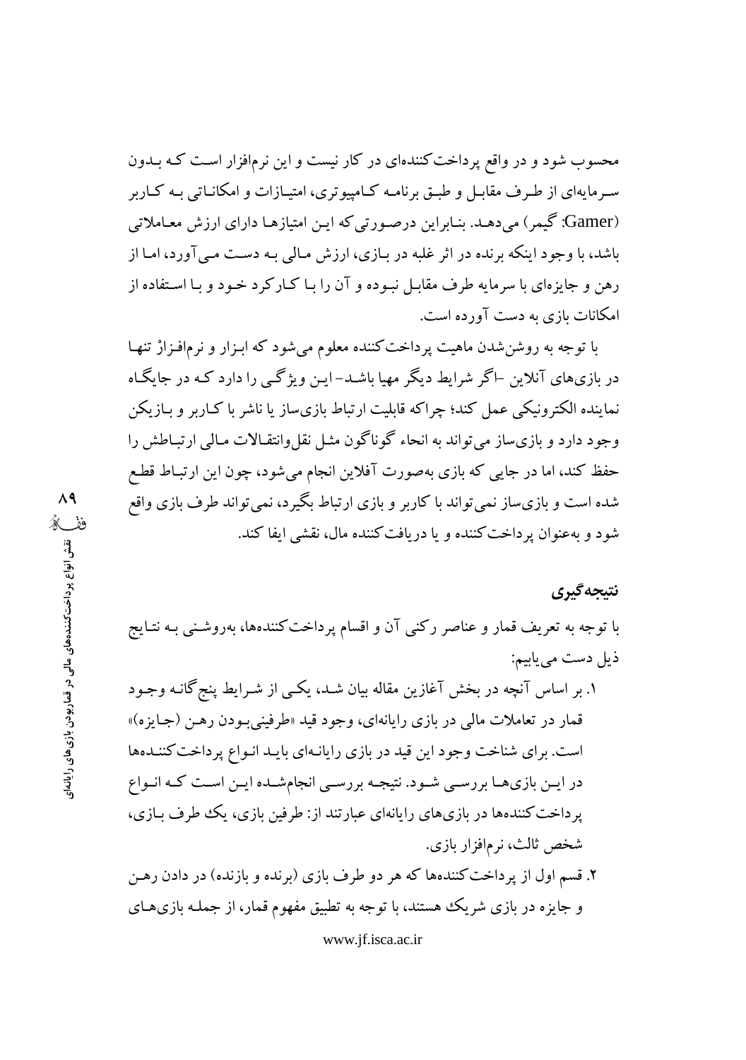محسوب شود و در واقع پرداخت‌کننده‌ای در کار نیست و این نرم‌افزار است که بدون سرمایه‌ای از طرف مقابل و طبق برنامه کامپیوتری، امتیازات و امکاناتی به کاربر (Gamer: گیمر) می‌دهد. بنابراین درصورتی‌که این امتیازها دارای ارزش معاملاتی باشد، با وجود اینکه برنده در اثر غلبه در بازی، ارزش مالی به دست می‌آورد، اما از رهن و جایزه‌ای با سرمایه طرف مقابل نبوده و آن را با کارکرد خود و با استفاده از امکانات بازی به دست آورده است.

با توجه به روشن‌شدن ماهیت پرداخت‌کننده معلوم می‌شود که ابزار و نرم‌افزارْ تنها در بازی‌های آنلاین -اگر شرایط دیگر مهیا باشد- این ویژگی را دارد که در جایگاه نماینده الکترونیکی عمل کند؛ چراکه قابلیت ارتباط بازی‌ساز یا ناشر با کاربر و بازیکن وجود دارد و بازی‌ساز می‌تواند به انحاء گوناگون مثل نقل‌وانتقالات مالی ارتباطش را حفظ کند، اما در جایی که بازی به‌صورت آفلاین انجام می‌شود، چون این ارتباط قطع شده است و بازی‌ساز نمی‌تواند با کاربر و بازی ارتباط بگیرد، نمی‌تواند طرف بازی واقع شود و به‌عنوان پرداخت‌کننده و یا دریافت‌کننده مال، نقشی ایفا کند.

## نتیجه‌گیری

با توجه به تعریف قمار و عناصر رکنی آن و اقسام پرداخت‌کننده‌ها، به‌روشنی به نتایج ذیل دست می‌یابیم:

۱. بر اساس آنچه در بخش آغازین مقاله بیان شد، یکی از شرایط پنج‌گانه وجود قمار در تعاملات مالی در بازی رایانه‌ای، وجود قید «طرفینی‌بودن رهن (جایزه)» است. برای شناخت وجود این قید در بازی رایانه‌ای باید انواع پرداخت‌کننده‌ها در این بازی‌ها بررسی شود. نتیجه بررسی انجام‌شده این است که انواع پرداخت‌کننده‌ها در بازی‌های رایانه‌ای عبارتند از: طرفین بازی، یک طرف بازی، شخص ثالث، نرم‌افزار بازی.

۲. قسم اول از پرداخت‌کننده‌ها که هر دو طرف بازی (برنده و بازنده) در دادن رهن و جایزه در بازی شریک هستند، با توجه به تطبیق مفهوم قمار، از جمله بازی‌های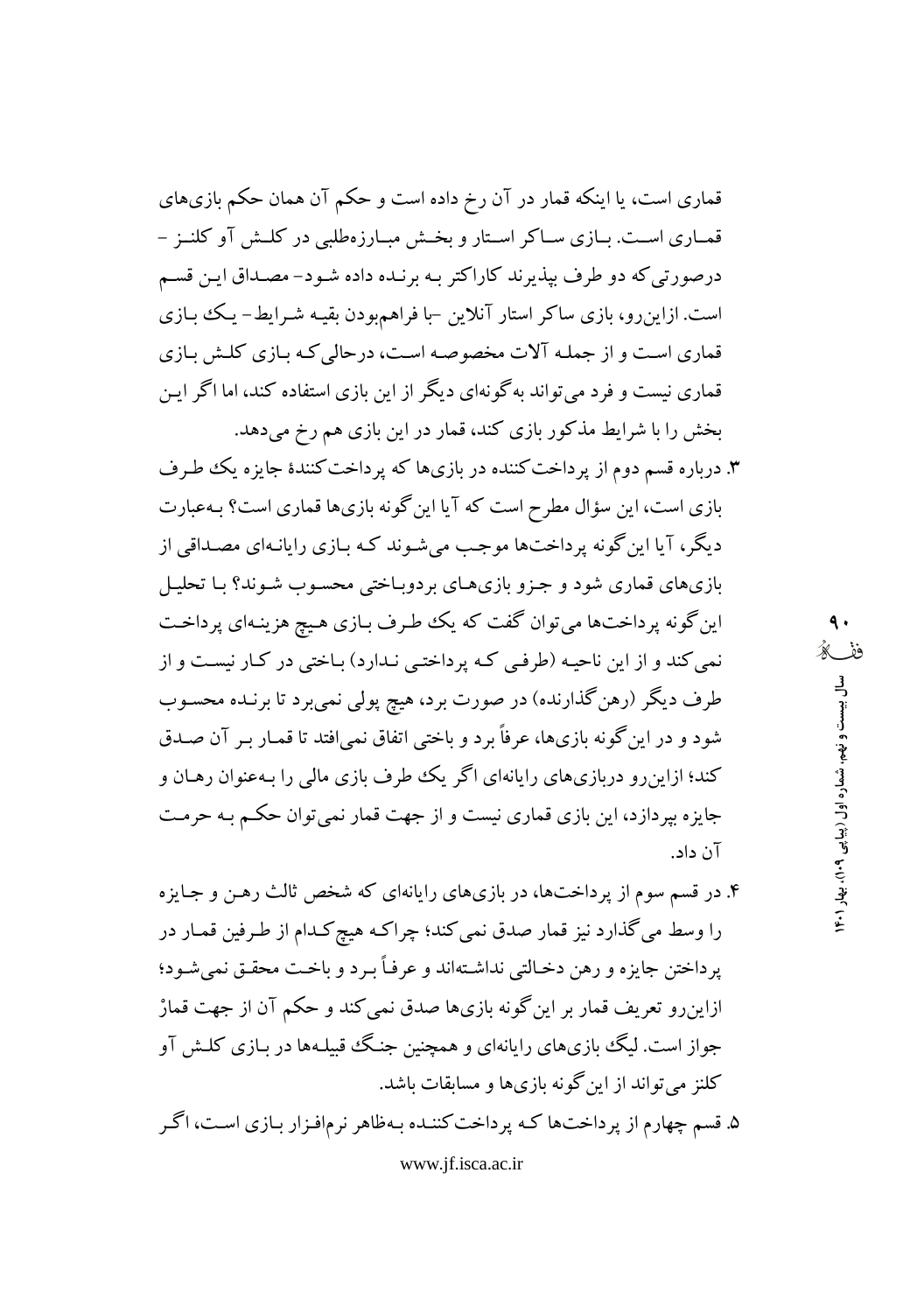قماری است، یا اینکه قمار در آن رخ داده است و حکم آن همان حکم بازی‌های قماری است. بازی ساکر استار و بخش مبارزه‌طلبی در کلش آو کلنز - درصورتی‌که دو طرف بپذیرند کاراکتر به برنده داده شود- مصداق این قسم است. ازاین‌رو، بازی ساکر استار آنلاین -با فراهم‌بودن بقیه شرایط- یک بازی قماری است و از جمله آلات مخصوصه است، درحالی‌که بازی کلش بازی قماری نیست و فرد می‌تواند به‌گونه‌ای دیگر از این بازی استفاده کند، اما اگر این بخش را با شرایط مذکور بازی کند، قمار در این بازی هم رخ می‌دهد.

۳. درباره قسم دوم از پرداخت‌کننده در بازی‌ها که پرداخت‌کنندهٔ جایزه یک طرف بازی است، این سؤال مطرح است که آیا این‌گونه بازی‌ها قماری است؟ به‌عبارت دیگر، آیا این‌گونه پرداخت‌ها موجب می‌شوند که بازی رایانه‌ای مصداقی از بازی‌های قماری شود و جزو بازی‌های بردوباختی محسوب شوند؟ با تحلیل این‌گونه پرداخت‌ها می‌توان گفت که یک طرف بازی هیچ هزینه‌ای پرداخت نمی‌کند و از این ناحیه (طرفی که پرداختی ندارد) باختی در کار نیست و از طرف دیگر (رهن‌گذارنده) در صورت برد، هیچ پولی نمی‌برد تا برنده محسوب شود و در این‌گونه بازی‌ها، عرفاً برد و باختی اتفاق نمی‌افتد تا قمار بر آن صدق کند؛ ازاین‌رو دربازی‌های رایانه‌ای اگر یک طرف بازی مالی را به‌عنوان رهان و جایزه بپردازد، این بازی قماری نیست و از جهت قمار نمی‌توان حکم به حرمت آن داد.

۴. در قسم سوم از پرداخت‌ها، در بازی‌های رایانه‌ای که شخص ثالث رهن و جایزه را وسط می‌گذارد نیز قمار صدق نمی‌کند؛ چراکه هیچ‌کدام از طرفین قمار در پرداختن جایزه و رهن دخالتی نداشته‌اند و عرفاً برد و باخت محقق نمی‌شود؛ ازاین‌رو تعریف قمار بر این‌گونه بازی‌ها صدق نمی‌کند و حکم آن از جهت قمارْ جواز است. لیگ بازی‌های رایانه‌ای و همچنین جنگ قبیله‌ها در بازی کلش آو کلنز می‌تواند از این‌گونه بازی‌ها و مسابقات باشد.

۵. قسم چهارم از پرداخت‌ها که پرداخت‌کننده به‌ظاهر نرم‌افزار بازی است، اگر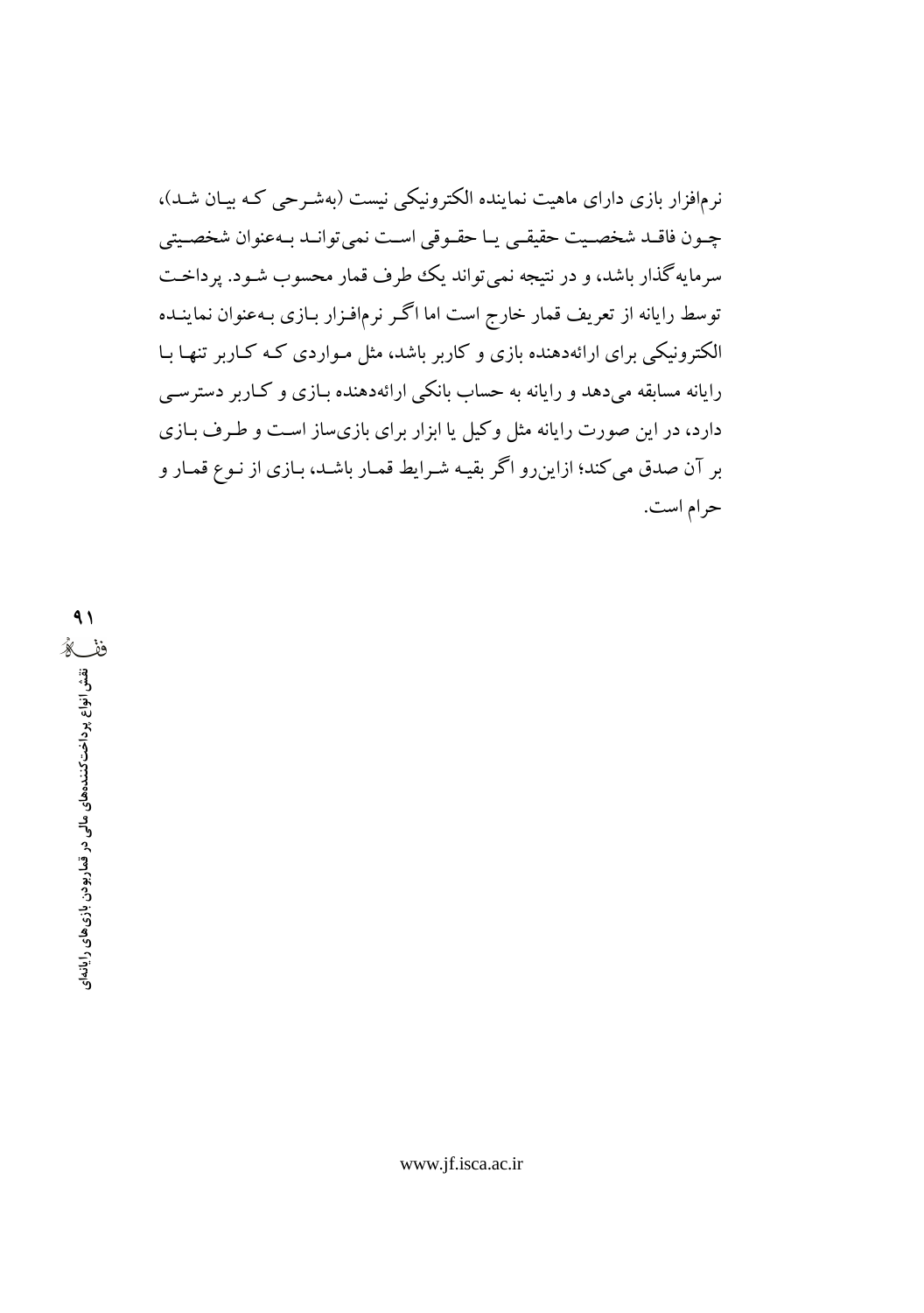نرم‌افزار بازی دارای ماهیت نماینده الکترونیکی نیست (به‌شرحی که بیان شد)، چون فاقد شخصیت حقیقی یا حقوقی است نمی‌تواند به‌عنوان شخصیتی سرمایه‌گذار باشد، و در نتیجه نمی‌تواند یک طرف قمار محسوب شود. پرداخت توسط رایانه از تعریف قمار خارج است اما اگر نرم‌افزار بازی به‌عنوان نماینده الکترونیکی برای ارائه‌دهنده بازی و کاربر باشد، مثل مواردی که کاربر تنها با رایانه مسابقه می‌دهد و رایانه به حساب بانکی ارائه‌دهنده بازی و کاربر دسترسی دارد، در این صورت رایانه مثل وکیل یا ابزار برای بازی‌ساز است و طرف بازی بر آن صدق می‌کند؛ ازاین‌رو اگر بقیه شرایط قمار باشد، بازی از نوع قمار و حرام است.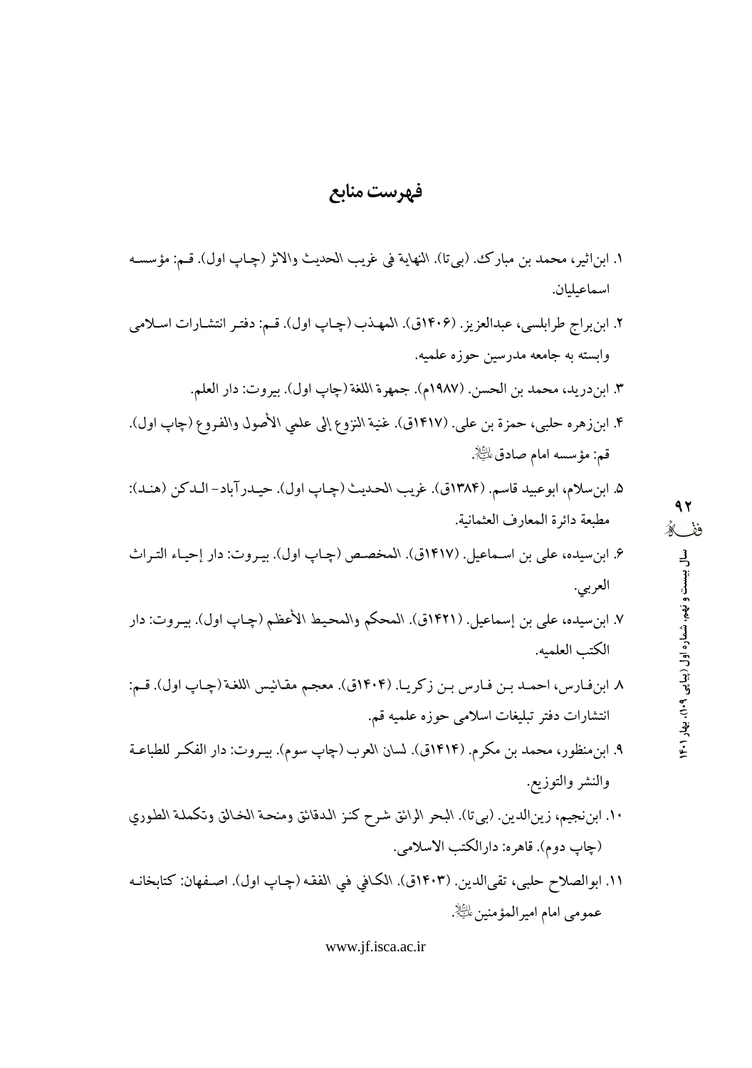# فهرست منابع

۱. ابن‌اثیر، محمد بن مبارک. (بی‌تا). النهایة في غریب الحدیث والاثر (چاپ اول). قم: مؤسسه اسماعیلیان.

۲. ابن‌براج طرابلسی، عبدالعزیز. (۱۴۰۶ق). المهذب (چاپ اول). قم: دفتر انتشارات اسلامی وابسته به جامعه مدرسین حوزه علمیه.

۳. ابن‌درید، محمد بن الحسن. (۱۹۸۷م). جمهرة اللغة (چاپ اول). بیروت: دار العلم.

۴. ابن‌زهره حلبی، حمزة بن علی. (۱۴۱۷ق). غنیة النزوع إلی علمي الأصول والفروع (چاپ اول). قم: مؤسسه امام صادق علیه‌السلام.

۵. ابن‌سلام، ابوعبید قاسم. (۱۳۸۴ق). غریب الحدیث (چاپ اول). حیدرآباد- الدکن (هند): مطبعة دائرة المعارف العثمانیة.

۶. ابن‌سیده، علی بن اسماعیل. (۱۴۱۷ق). المخصص (چاپ اول). بیروت: دار إحیاء التراث العربي.

۷. ابن‌سیده، علی بن إسماعیل. (۱۴۲۱ق). المحکم والمحیط الأعظم (چاپ اول). بیروت: دار الکتب العلمیه.

۸. ابن‌فارس، احمد بن فارس بن زکریا. (۱۴۰۴ق). معجم مقائیس اللغة (چاپ اول). قم: انتشارات دفتر تبلیغات اسلامی حوزه علمیه قم.

۹. ابن‌منظور، محمد بن مکرم. (۱۴۱۴ق). لسان العرب (چاپ سوم). بیروت: دار الفکر للطباعة والنشر والتوزیع.

۱۰. ابن‌نجیم، زین‌الدین. (بی‌تا). البحر الرائق شرح کنز الدقائق ومنحة الخالق وتکملة الطوري (چاپ دوم). قاهره: دارالکتب الاسلامی.

۱۱. ابوالصلاح حلبی، تقی‌الدین. (۱۴۰۳ق). الکافي في الفقه (چاپ اول). اصفهان: کتابخانه عمومی امام امیرالمؤمنین علیه‌السلام.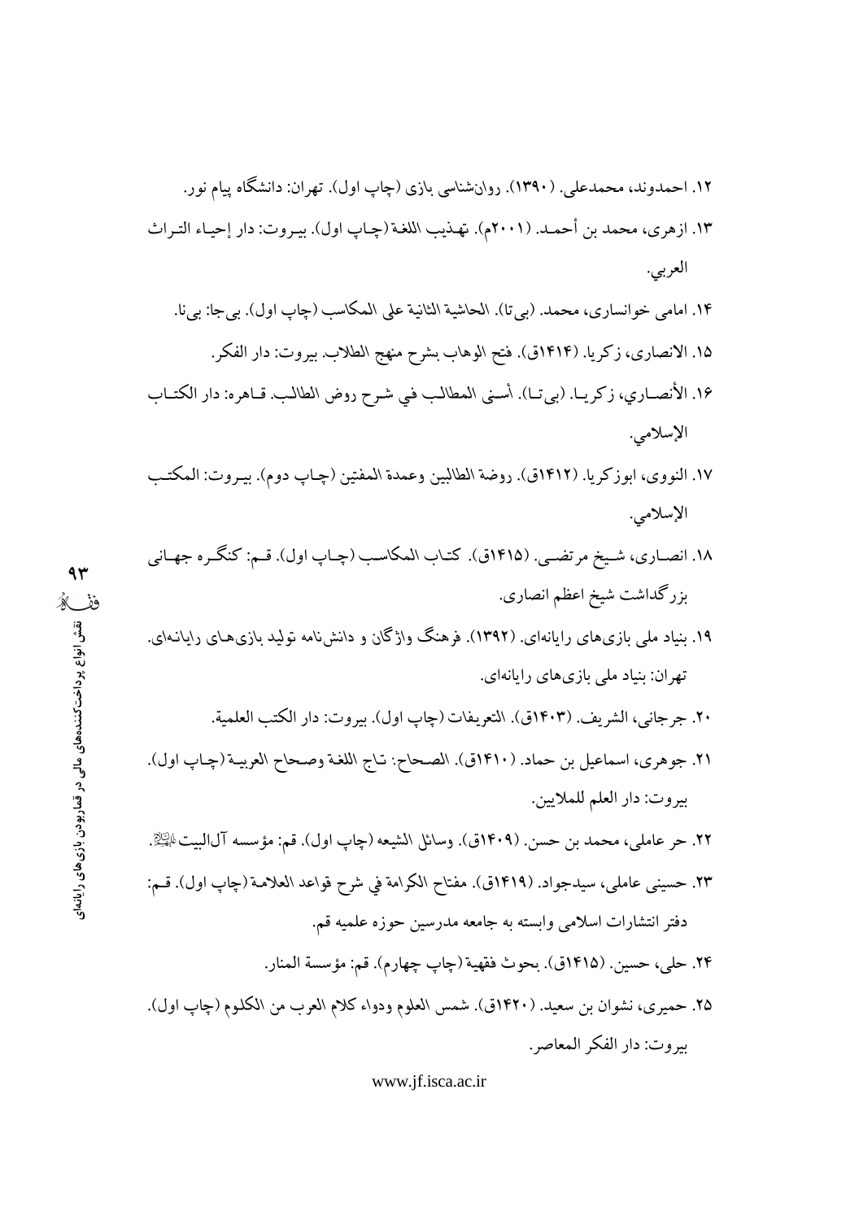۱۲. احمدوند، محمدعلی. (۱۳۹۰). روان‌شناسی بازی (چاپ اول). تهران: دانشگاه پیام نور.

۱۳. ازهری، محمد بن أحمد. (۲۰۰۱م). تهذیب اللغة (چاپ اول). بیروت: دار إحیاء التراث العربي.

۱۴. امامی خوانساری، محمد. (بی‌تا). الحاشیة الثانیة علی المکاسب (چاپ اول). بی‌جا: بی‌نا.

۱۵. الانصاری، زکریا. (۱۴۱۴ق). فتح الوهاب بشرح منهج الطلاب. بیروت: دار الفکر.

۱۶. الأنصاري، زکریا. (بی‌تا). أسنی المطالب في شرح روض الطالب. قاهره: دار الکتاب الإسلامي.

۱۷. النووی، ابوزکریا. (۱۴۱۲ق). روضة الطالبین وعمدة المفتین (چاپ دوم). بیروت: المکتب الإسلامي.

۱۸. انصاری، شیخ مرتضی. (۱۴۱۵ق). کتاب المکاسب (چاپ اول). قم: کنگره جهانی بزرگداشت شیخ اعظم انصاری.

۱۹. بنیاد ملی بازی‌های رایانه‌ای. (۱۳۹۲). فرهنگ واژگان و دانش‌نامه تولید بازی‌های رایانه‌ای. تهران: بنیاد ملی بازی‌های رایانه‌ای.

۲۰. جرجانی، الشریف. (۱۴۰۳ق). التعریفات (چاپ اول). بیروت: دار الکتب العلمیة.

۲۱. جوهری، اسماعیل بن حماد. (۱۴۱۰ق). الصحاح: تاج اللغة وصحاح العربیة (چاپ اول). بیروت: دار العلم للملایین.

۲۲. حر عاملی، محمد بن حسن. (۱۴۰۹ق). وسائل الشیعه (چاپ اول). قم: مؤسسه آل‌البیت علیهم‌السلام.

۲۳. حسینی عاملی، سیدجواد. (۱۴۱۹ق). مفتاح الکرامة في شرح قواعد العلامة (چاپ اول). قم: دفتر انتشارات اسلامی وابسته به جامعه مدرسین حوزه علمیه قم.

۲۴. حلی، حسین. (۱۴۱۵ق). بحوث فقهیة (چاپ چهارم). قم: مؤسسة المنار.

۲۵. حمیری، نشوان بن سعید. (۱۴۲۰ق). شمس العلوم ودواء کلام العرب من الکلوم (چاپ اول). بیروت: دار الفکر المعاصر.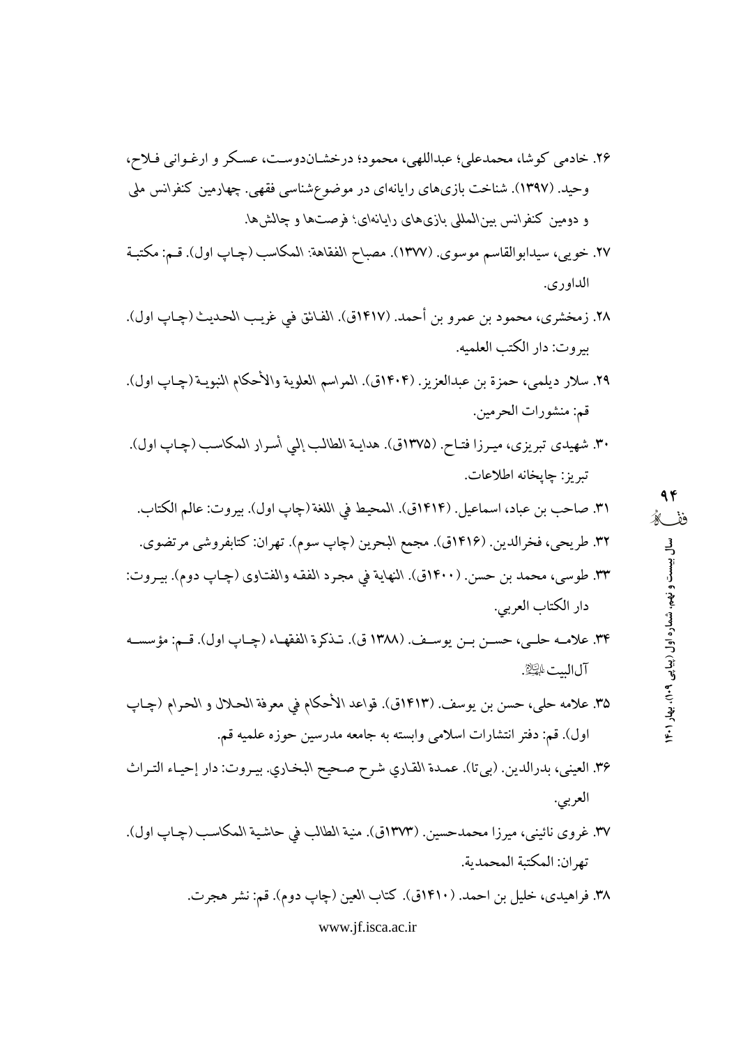۲۶. خادمی کوشا، محمدعلی؛ عبداللهی، محمود؛ درخشان‌دوست، عسکر و ارغوانی فلاح، وحید. (۱۳۹۷). شناخت بازی‌های رایانه‌ای در موضوع‌شناسی فقهی. چهارمین کنفرانس ملی و دومین کنفرانس بین‌المللی بازی‌های رایانه‌ای؛ فرصت‌ها و چالش‌ها.

۲۷. خویی، سیدابوالقاسم موسوی. (۱۳۷۷). مصباح الفقاهة: المکاسب (چاپ اول). قم: مکتبة الداوری.

۲۸. زمخشری، محمود بن عمرو بن أحمد. (۱۴۱۷ق). الفائق في غريب الحديث (چاپ اول). بیروت: دار الکتب العلمیه.

۲۹. سلار دیلمی، حمزة بن عبدالعزیز. (۱۴۰۴ق). المراسم العلوية والأحكام النبوية (چاپ اول). قم: منشورات الحرمین.

۳۰. شهیدی تبریزی، میرزا فتاح. (۱۳۷۵ق). هداية الطالب إلي أسرار المكاسب (چاپ اول). تبریز: چاپخانه اطلاعات.

۳۱. صاحب بن عباد، اسماعیل. (۱۴۱۴ق). المحیط في اللغة (چاپ اول). بیروت: عالم الکتاب.

۳۲. طریحی، فخرالدین. (۱۴۱۶ق). مجمع البحرين (چاپ سوم). تهران: کتابفروشی مرتضوی.

۳۳. طوسی، محمد بن حسن. (۱۴۰۰ق). النهاية في مجرد الفقه والفتاوى (چاپ دوم). بیروت: دار الکتاب العربي.

۳۴. علامه حلی، حسن بن یوسف. (۱۳۸۸ ق). تذکرة الفقهاء (چاپ اول). قم: مؤسسه آل‌البیت علیهم‌السلام.

۳۵. علامه حلی، حسن بن یوسف. (۱۴۱۳ق). قواعد الأحكام في معرفة الحلال و الحرام (چاپ اول). قم: دفتر انتشارات اسلامی وابسته به جامعه مدرسین حوزه علمیه قم.

۳۶. العینی، بدرالدین. (بی‌تا). عمدة القاري شرح صحيح البخاري. بیروت: دار إحياء التراث العربي.

۳۷. غروی نائینی، میرزا محمدحسین. (۱۳۷۳ق). منية الطالب في حاشية المكاسب (چاپ اول). تهران: المکتبة المحمدیة.

۳۸. فراهیدی، خلیل بن احمد. (۱۴۱۰ق). کتاب العین (چاپ دوم). قم: نشر هجرت.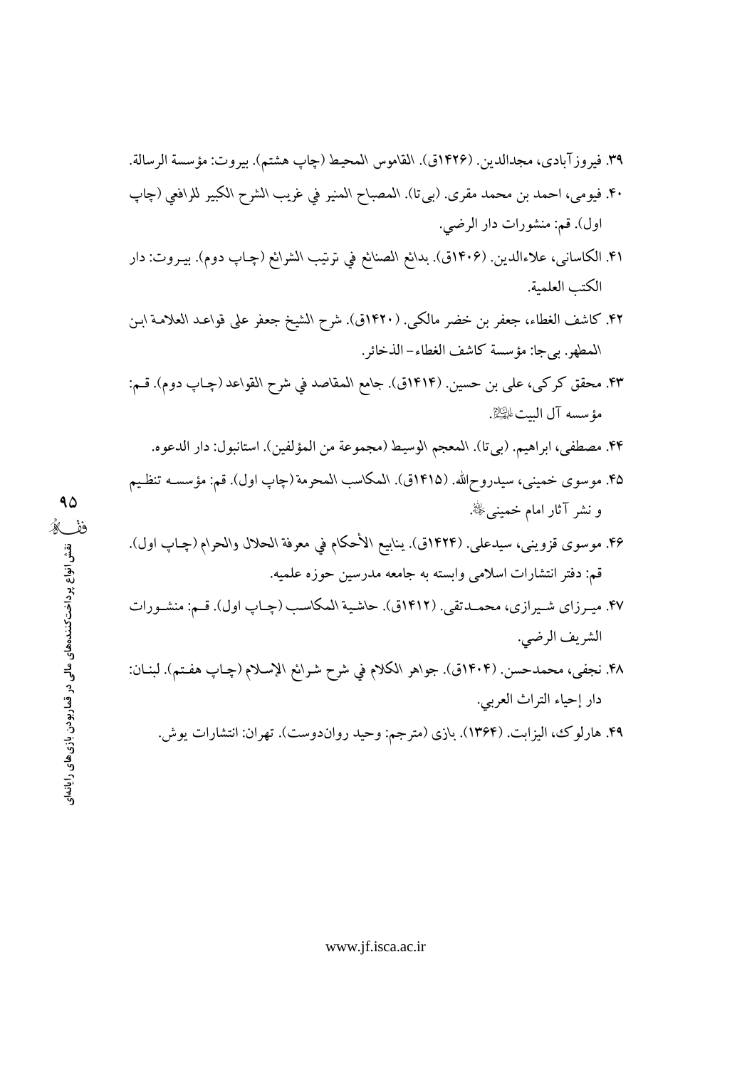۳۹. فیروزآبادی، مجدالدین. (۱۴۲۶ق). القاموس المحیط (چاپ هشتم). بیروت: مؤسسة الرسالة.

۴۰. فیومی، احمد بن محمد مقری. (بی‌تا). المصباح المنیر في غریب الشرح الکبیر للرافعي (چاپ اول). قم: منشورات دار الرضي.

۴۱. الکاساني، علاءالدین. (۱۴۰۶ق). بدائع الصنائع في ترتیب الشرائع (چاپ دوم). بیروت: دار الکتب العلمیة.

۴۲. کاشف الغطاء، جعفر بن خضر مالکی. (۱۴۲۰ق). شرح الشیخ جعفر علی قواعد العلامة ابن المطهر. بی‌جا: مؤسسة کاشف الغطاء- الذخائر.

۴۳. محقق کرکی، علی بن حسین. (۱۴۱۴ق). جامع المقاصد في شرح القواعد (چاپ دوم). قم: مؤسسه آل البیت علیهم‌السلام.

۴۴. مصطفی، ابراهیم. (بی‌تا). المعجم الوسیط (مجموعة من المؤلفین). استانبول: دار الدعوه.

۴۵. موسوی خمینی، سیدروح‌الله. (۱۴۱۵ق). المکاسب المحرمة (چاپ اول). قم: مؤسسه تنظیم و نشر آثار امام خمینی رحمه‌الله.

۴۶. موسوی قزوینی، سیدعلی. (۱۴۲۴ق). ینابیع الأحکام في معرفة الحلال والحرام (چاپ اول). قم: دفتر انتشارات اسلامی وابسته به جامعه مدرسین حوزه علمیه.

۴۷. میرزای شیرازی، محمدتقی. (۱۴۱۲ق). حاشیة المکاسب (چاپ اول). قم: منشورات الشریف الرضي.

۴۸. نجفی، محمدحسن. (۱۴۰۴ق). جواهر الکلام في شرح شرائع الإسلام (چاپ هفتم). لبنان: دار إحیاء التراث العربي.

۴۹. هارلوک، الیزابت. (۱۳۶۴). بازی (مترجم: وحید رواندوست). تهران: انتشارات یوش.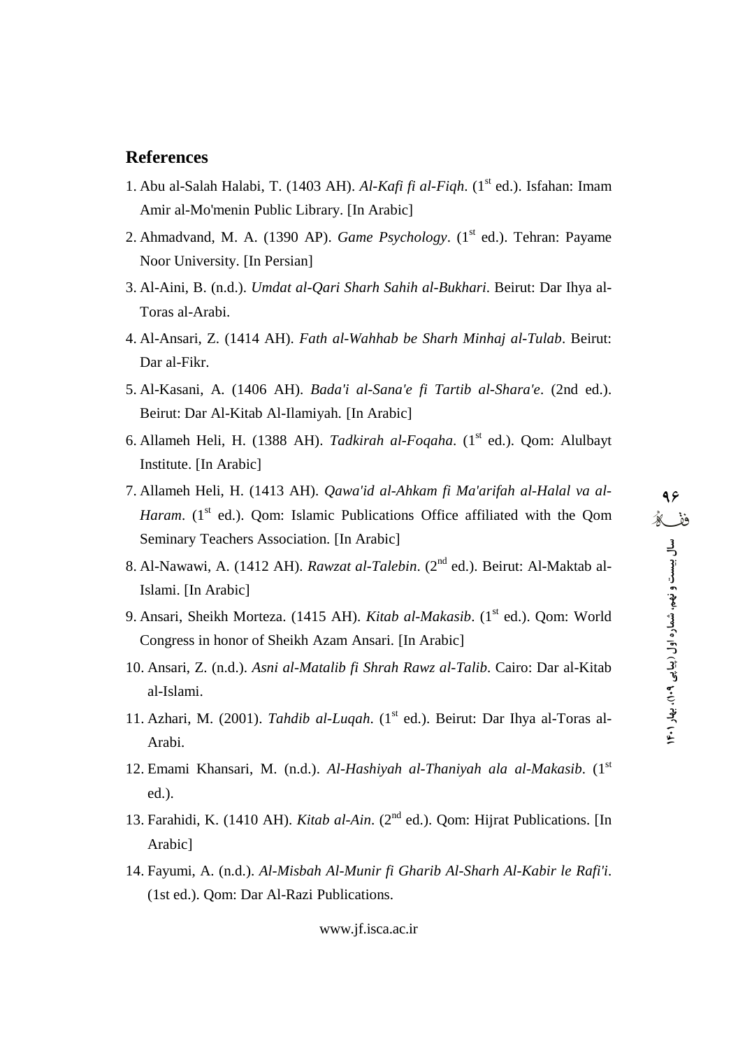## References

1. Abu al-Salah Halabi, T. (1403 AH). *Al-Kafi fi al-Fiqh*. (1st ed.). Isfahan: Imam Amir al-Mo'menin Public Library. [In Arabic]
2. Ahmadvand, M. A. (1390 AP). *Game Psychology*. (1st ed.). Tehran: Payame Noor University. [In Persian]
3. Al-Aini, B. (n.d.). *Umdat al-Qari Sharh Sahih al-Bukhari*. Beirut: Dar Ihya al-Toras al-Arabi.
4. Al-Ansari, Z. (1414 AH). *Fath al-Wahhab be Sharh Minhaj al-Tulab*. Beirut: Dar al-Fikr.
5. Al-Kasani, A. (1406 AH). *Bada'i al-Sana'e fi Tartib al-Shara'e*. (2nd ed.). Beirut: Dar Al-Kitab Al-Ilamiyah. [In Arabic]
6. Allameh Heli, H. (1388 AH). *Tadkirah al-Foqaha*. (1st ed.). Qom: Alulbayt Institute. [In Arabic]
7. Allameh Heli, H. (1413 AH). *Qawa'id al-Ahkam fi Ma'arifah al-Halal va al-Haram*. (1st ed.). Qom: Islamic Publications Office affiliated with the Qom Seminary Teachers Association. [In Arabic]
8. Al-Nawawi, A. (1412 AH). *Rawzat al-Talebin*. (2nd ed.). Beirut: Al-Maktab al-Islami. [In Arabic]
9. Ansari, Sheikh Morteza. (1415 AH). *Kitab al-Makasib*. (1st ed.). Qom: World Congress in honor of Sheikh Azam Ansari. [In Arabic]
10. Ansari, Z. (n.d.). *Asni al-Matalib fi Shrah Rawz al-Talib*. Cairo: Dar al-Kitab al-Islami.
11. Azhari, M. (2001). *Tahdib al-Luqah*. (1st ed.). Beirut: Dar Ihya al-Toras al-Arabi.
12. Emami Khansari, M. (n.d.). *Al-Hashiyah al-Thaniyah ala al-Makasib*. (1st ed.).
13. Farahidi, K. (1410 AH). *Kitab al-Ain*. (2nd ed.). Qom: Hijrat Publications. [In Arabic]
14. Fayumi, A. (n.d.). *Al-Misbah Al-Munir fi Gharib Al-Sharh Al-Kabir le Rafi'i*. (1st ed.). Qom: Dar Al-Razi Publications.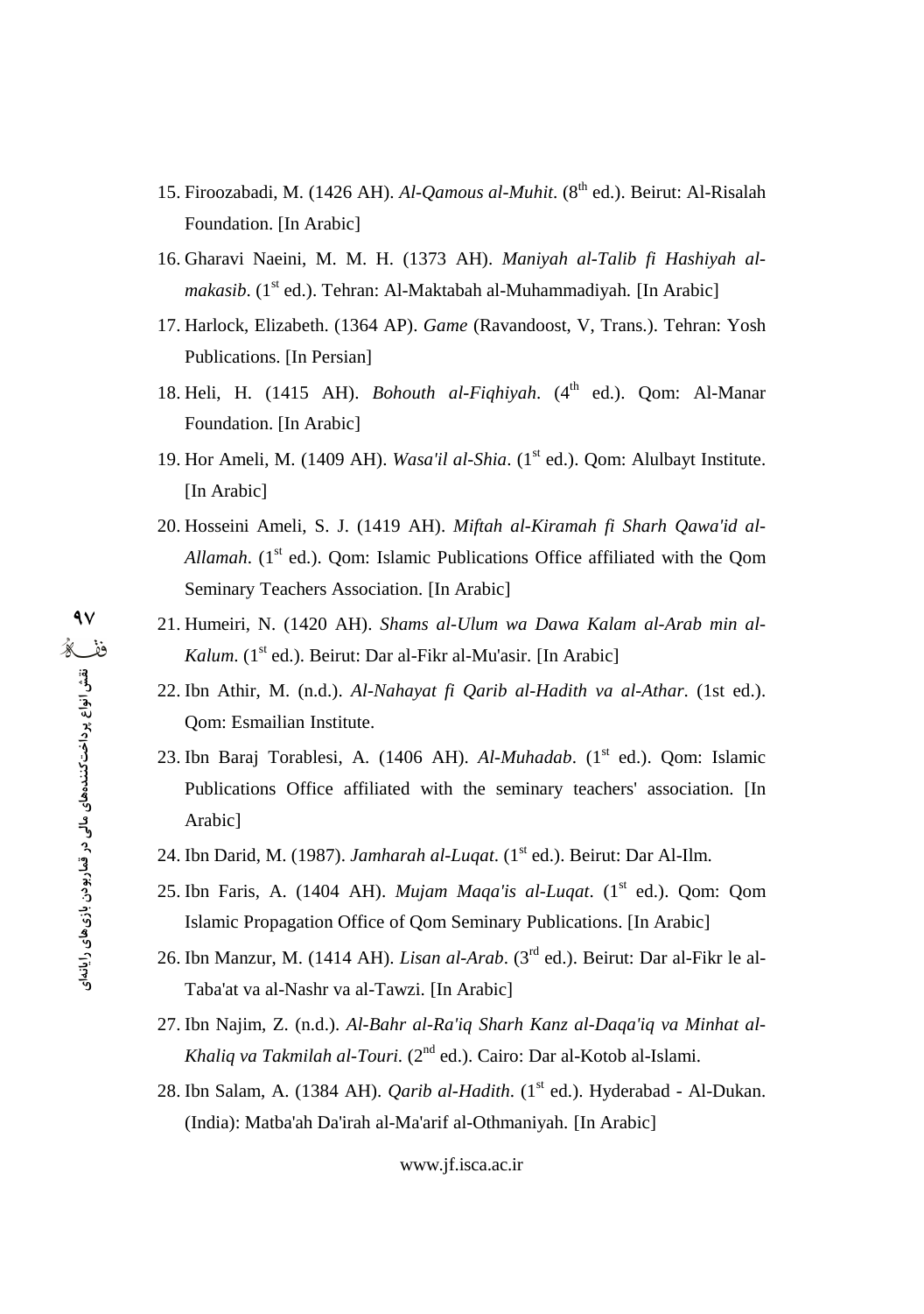15. Firoozabadi, M. (1426 AH). *Al-Qamous al-Muhit*. (8th ed.). Beirut: Al-Risalah Foundation. [In Arabic]
16. Gharavi Naeini, M. M. H. (1373 AH). *Maniyah al-Talib fi Hashiyah al-makasib*. (1st ed.). Tehran: Al-Maktabah al-Muhammadiyah. [In Arabic]
17. Harlock, Elizabeth. (1364 AP). *Game* (Ravandoost, V, Trans.). Tehran: Yosh Publications. [In Persian]
18. Heli, H. (1415 AH). *Bohouth al-Fiqhiyah*. (4th ed.). Qom: Al-Manar Foundation. [In Arabic]
19. Hor Ameli, M. (1409 AH). *Wasa'il al-Shia*. (1st ed.). Qom: Alulbayt Institute. [In Arabic]
20. Hosseini Ameli, S. J. (1419 AH). *Miftah al-Kiramah fi Sharh Qawa'id al-Allamah*. (1st ed.). Qom: Islamic Publications Office affiliated with the Qom Seminary Teachers Association. [In Arabic]
21. Humeiri, N. (1420 AH). *Shams al-Ulum wa Dawa Kalam al-Arab min al-Kalum*. (1st ed.). Beirut: Dar al-Fikr al-Mu'asir. [In Arabic]
22. Ibn Athir, M. (n.d.). *Al-Nahayat fi Qarib al-Hadith va al-Athar*. (1st ed.). Qom: Esmailian Institute.
23. Ibn Baraj Torablesi, A. (1406 AH). *Al-Muhadab*. (1st ed.). Qom: Islamic Publications Office affiliated with the seminary teachers' association. [In Arabic]
24. Ibn Darid, M. (1987). *Jamharah al-Luqat*. (1st ed.). Beirut: Dar Al-Ilm.
25. Ibn Faris, A. (1404 AH). *Mujam Maqa'is al-Luqat*. (1st ed.). Qom: Qom Islamic Propagation Office of Qom Seminary Publications. [In Arabic]
26. Ibn Manzur, M. (1414 AH). *Lisan al-Arab*. (3rd ed.). Beirut: Dar al-Fikr le al-Taba'at va al-Nashr va al-Tawzi. [In Arabic]
27. Ibn Najim, Z. (n.d.). *Al-Bahr al-Ra'iq Sharh Kanz al-Daqa'iq va Minhat al-Khaliq va Takmilah al-Touri*. (2nd ed.). Cairo: Dar al-Kotob al-Islami.
28. Ibn Salam, A. (1384 AH). *Qarib al-Hadith*. (1st ed.). Hyderabad - Al-Dukan. (India): Matba'ah Da'irah al-Ma'arif al-Othmaniyah. [In Arabic]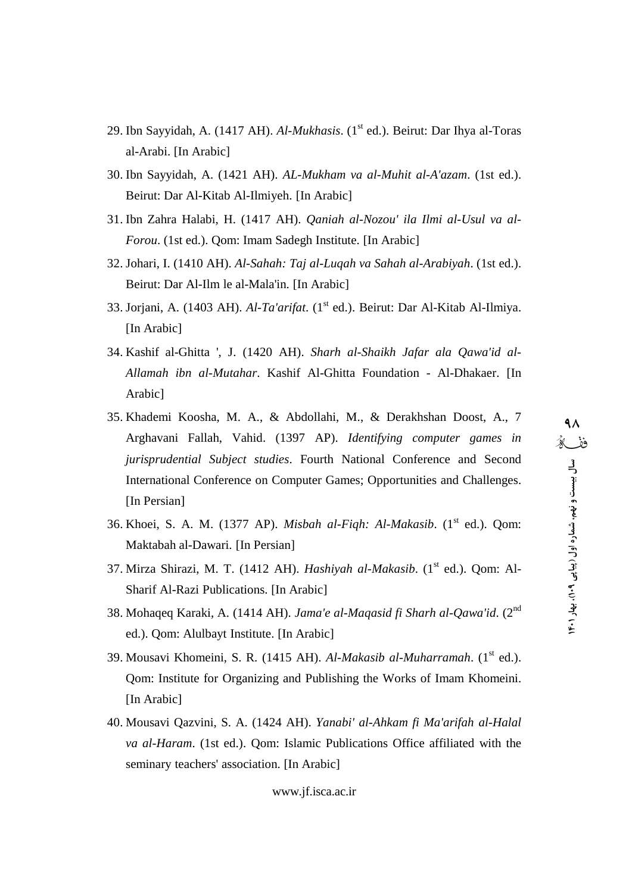29. Ibn Sayyidah, A. (1417 AH). *Al-Mukhasis*. (1st ed.). Beirut: Dar Ihya al-Toras al-Arabi. [In Arabic]
30. Ibn Sayyidah, A. (1421 AH). *AL-Mukham va al-Muhit al-A'azam*. (1st ed.). Beirut: Dar Al-Kitab Al-Ilmiyeh. [In Arabic]
31. Ibn Zahra Halabi, H. (1417 AH). *Qaniah al-Nozou' ila Ilmi al-Usul va al-Forou*. (1st ed.). Qom: Imam Sadegh Institute. [In Arabic]
32. Johari, I. (1410 AH). *Al-Sahah: Taj al-Luqah va Sahah al-Arabiyah*. (1st ed.). Beirut: Dar Al-Ilm le al-Mala'in. [In Arabic]
33. Jorjani, A. (1403 AH). *Al-Ta'arifat*. (1st ed.). Beirut: Dar Al-Kitab Al-Ilmiya. [In Arabic]
34. Kashif al-Ghitta ', J. (1420 AH). *Sharh al-Shaikh Jafar ala Qawa'id al-Allamah ibn al-Mutahar*. Kashif Al-Ghitta Foundation - Al-Dhakaer. [In Arabic]
35. Khademi Koosha, M. A., & Abdollahi, M., & Derakhshan Doost, A., 7 Arghavani Fallah, Vahid. (1397 AP). *Identifying computer games in jurisprudential Subject studies*. Fourth National Conference and Second International Conference on Computer Games; Opportunities and Challenges. [In Persian]
36. Khoei, S. A. M. (1377 AP). *Misbah al-Fiqh: Al-Makasib*. (1st ed.). Qom: Maktabah al-Dawari. [In Persian]
37. Mirza Shirazi, M. T. (1412 AH). *Hashiyah al-Makasib*. (1st ed.). Qom: Al-Sharif Al-Razi Publications. [In Arabic]
38. Mohaqeq Karaki, A. (1414 AH). *Jama'e al-Maqasid fi Sharh al-Qawa'id*. (2nd ed.). Qom: Alulbayt Institute. [In Arabic]
39. Mousavi Khomeini, S. R. (1415 AH). *Al-Makasib al-Muharramah*. (1st ed.). Qom: Institute for Organizing and Publishing the Works of Imam Khomeini. [In Arabic]
40. Mousavi Qazvini, S. A. (1424 AH). *Yanabi' al-Ahkam fi Ma'arifah al-Halal va al-Haram*. (1st ed.). Qom: Islamic Publications Office affiliated with the seminary teachers' association. [In Arabic]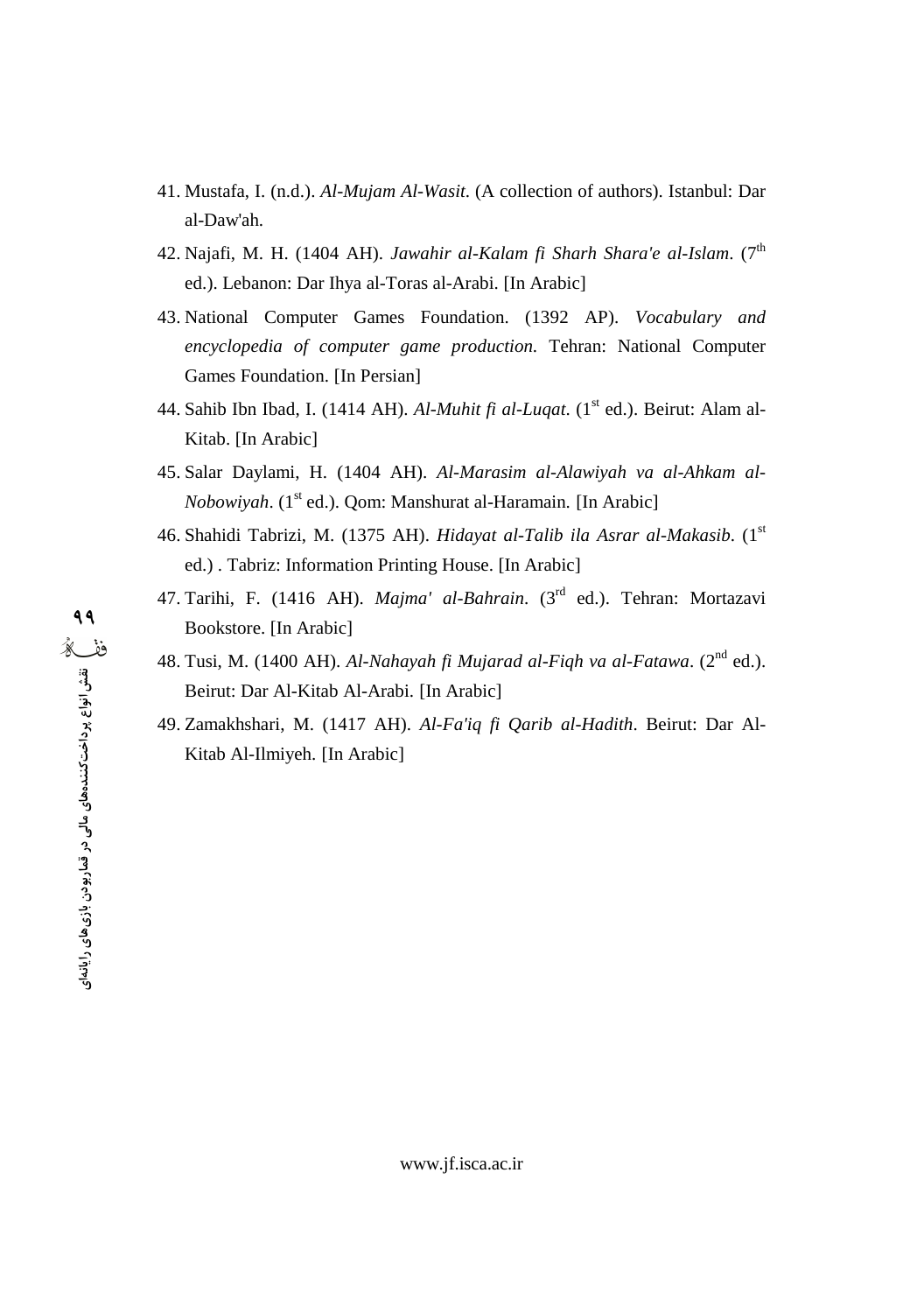41. Mustafa, I. (n.d.). *Al-Mujam Al-Wasit*. (A collection of authors). Istanbul: Dar al-Daw'ah.
42. Najafi, M. H. (1404 AH). *Jawahir al-Kalam fi Sharh Shara'e al-Islam*. (7th ed.). Lebanon: Dar Ihya al-Toras al-Arabi. [In Arabic]
43. National Computer Games Foundation. (1392 AP). *Vocabulary and encyclopedia of computer game production*. Tehran: National Computer Games Foundation. [In Persian]
44. Sahib Ibn Ibad, I. (1414 AH). *Al-Muhit fi al-Luqat*. (1st ed.). Beirut: Alam al-Kitab. [In Arabic]
45. Salar Daylami, H. (1404 AH). *Al-Marasim al-Alawiyah va al-Ahkam al-Nobowiyah*. (1st ed.). Qom: Manshurat al-Haramain. [In Arabic]
46. Shahidi Tabrizi, M. (1375 AH). *Hidayat al-Talib ila Asrar al-Makasib*. (1st ed.) . Tabriz: Information Printing House. [In Arabic]
47. Tarihi, F. (1416 AH). *Majma' al-Bahrain*. (3rd ed.). Tehran: Mortazavi Bookstore. [In Arabic]
48. Tusi, M. (1400 AH). *Al-Nahayah fi Mujarad al-Fiqh va al-Fatawa*. (2nd ed.). Beirut: Dar Al-Kitab Al-Arabi. [In Arabic]
49. Zamakhshari, M. (1417 AH). *Al-Fa'iq fi Qarib al-Hadith*. Beirut: Dar Al-Kitab Al-Ilmiyeh. [In Arabic]